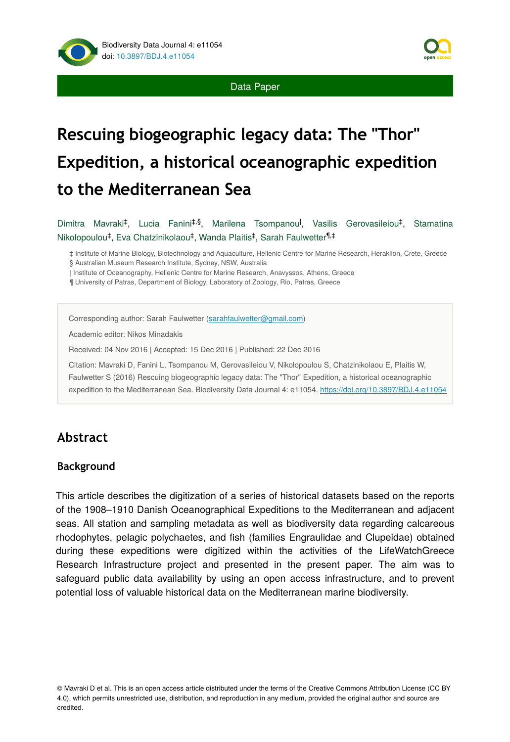Data Paper

# Rescuing biogeographic legacy data: The "Thor" Expedition, a historical oceanographic expedition to the Mediterranean Sea

Dimitra Mavraki[‡], Lucia Fanini[‡,§], Marilena Tsompanou[|], Vasilis Gerovasileiou[‡], Stamatina Nikolopoulou[‡], Eva Chatzinikolaou[‡], Wanda Plaitis[‡], Sarah Faulwetter[¶,‡]

‡ Institute of Marine Biology, Biotechnology and Aquaculture, Hellenic Centre for Marine Research, Heraklion, Crete, Greece
§ Australian Museum Research Institute, Sydney, NSW, Australia
| Institute of Oceanography, Hellenic Centre for Marine Research, Anavyssos, Athens, Greece
¶ University of Patras, Department of Biology, Laboratory of Zoology, Rio, Patras, Greece

Corresponding author: Sarah Faulwetter (sarahfaulwetter@gmail.com)

Academic editor: Nikos Minadakis

Received: 04 Nov 2016 | Accepted: 15 Dec 2016 | Published: 22 Dec 2016

Citation: Mavraki D, Fanini L, Tsompanou M, Gerovasileiou V, Nikolopoulou S, Chatzinikolaou E, Plaitis W, Faulwetter S (2016) Rescuing biogeographic legacy data: The "Thor" Expedition, a historical oceanographic expedition to the Mediterranean Sea. Biodiversity Data Journal 4: e11054. https://doi.org/10.3897/BDJ.4.e11054

## Abstract

### Background

This article describes the digitization of a series of historical datasets based on the reports of the 1908–1910 Danish Oceanographical Expeditions to the Mediterranean and adjacent seas. All station and sampling metadata as well as biodiversity data regarding calcareous rhodophytes, pelagic polychaetes, and fish (families Engraulidae and Clupeidae) obtained during these expeditions were digitized within the activities of the LifeWatchGreece Research Infrastructure project and presented in the present paper. The aim was to safeguard public data availability by using an open access infrastructure, and to prevent potential loss of valuable historical data on the Mediterranean marine biodiversity.

© Mavraki D et al. This is an open access article distributed under the terms of the Creative Commons Attribution License (CC BY 4.0), which permits unrestricted use, distribution, and reproduction in any medium, provided the original author and source are credited.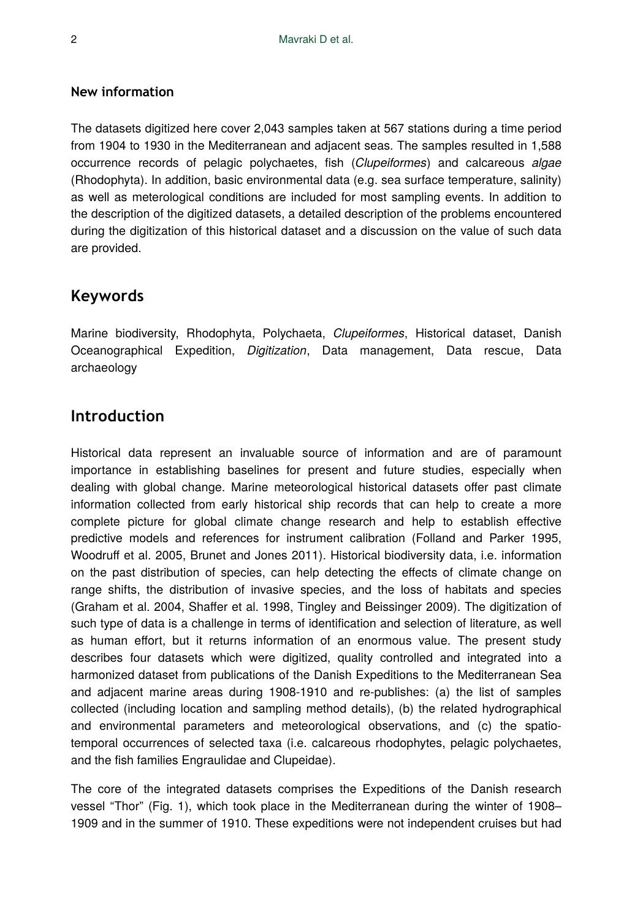**New information**

The datasets digitized here cover 2,043 samples taken at 567 stations during a time period from 1904 to 1930 in the Mediterranean and adjacent seas. The samples resulted in 1,588 occurrence records of pelagic polychaetes, fish (*Clupeiformes*) and calcareous *algae* (Rhodophyta). In addition, basic environmental data (e.g. sea surface temperature, salinity) as well as meterological conditions are included for most sampling events. In addition to the description of the digitized datasets, a detailed description of the problems encountered during the digitization of this historical dataset and a discussion on the value of such data are provided.

## Keywords

Marine biodiversity, Rhodophyta, Polychaeta, *Clupeiformes*, Historical dataset, Danish Oceanographical Expedition, *Digitization*, Data management, Data rescue, Data archaeology

## Introduction

Historical data represent an invaluable source of information and are of paramount importance in establishing baselines for present and future studies, especially when dealing with global change. Marine meteorological historical datasets offer past climate information collected from early historical ship records that can help to create a more complete picture for global climate change research and help to establish effective predictive models and references for instrument calibration (Folland and Parker 1995, Woodruff et al. 2005, Brunet and Jones 2011). Historical biodiversity data, i.e. information on the past distribution of species, can help detecting the effects of climate change on range shifts, the distribution of invasive species, and the loss of habitats and species (Graham et al. 2004, Shaffer et al. 1998, Tingley and Beissinger 2009). The digitization of such type of data is a challenge in terms of identification and selection of literature, as well as human effort, but it returns information of an enormous value. The present study describes four datasets which were digitized, quality controlled and integrated into a harmonized dataset from publications of the Danish Expeditions to the Mediterranean Sea and adjacent marine areas during 1908-1910 and re-publishes: (a) the list of samples collected (including location and sampling method details), (b) the related hydrographical and environmental parameters and meteorological observations, and (c) the spatio-temporal occurrences of selected taxa (i.e. calcareous rhodophytes, pelagic polychaetes, and the fish families Engraulidae and Clupeidae).

The core of the integrated datasets comprises the Expeditions of the Danish research vessel "Thor" (Fig. 1), which took place in the Mediterranean during the winter of 1908–1909 and in the summer of 1910. These expeditions were not independent cruises but had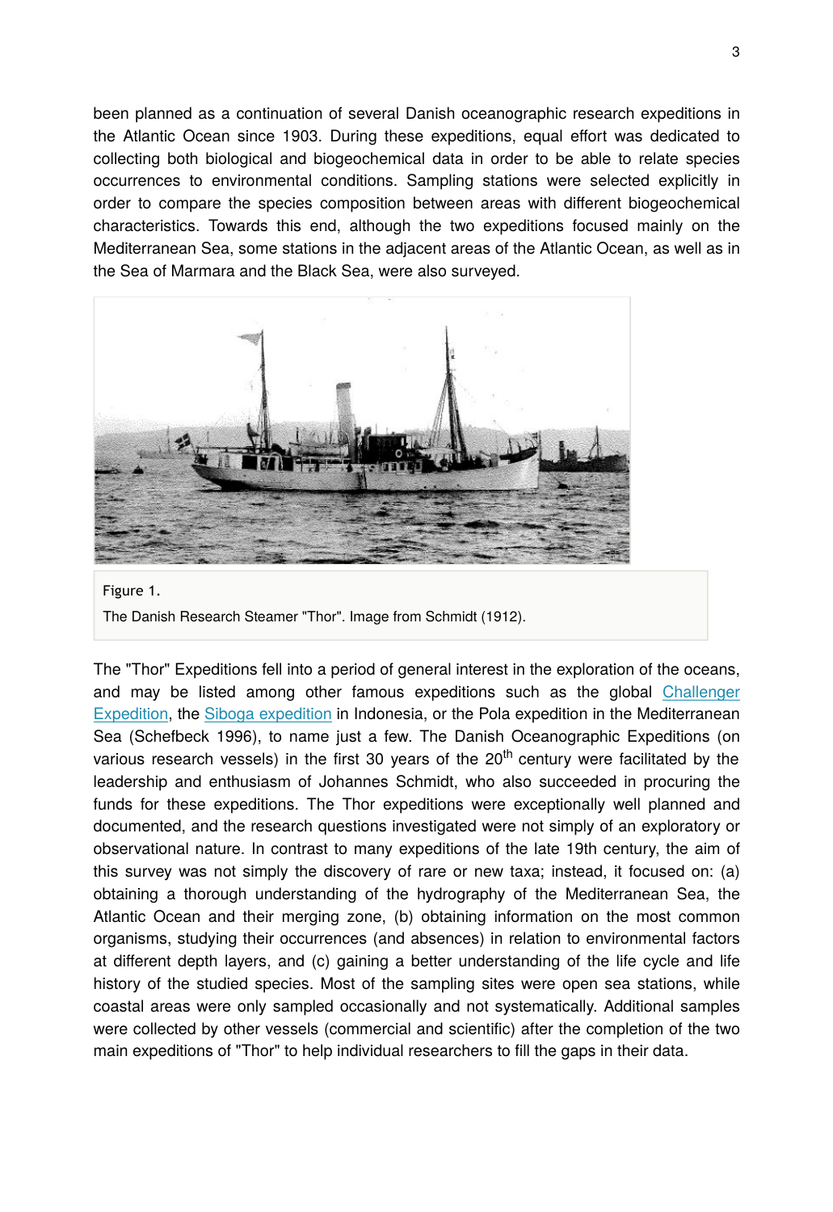been planned as a continuation of several Danish oceanographic research expeditions in the Atlantic Ocean since 1903. During these expeditions, equal effort was dedicated to collecting both biological and biogeochemical data in order to be able to relate species occurrences to environmental conditions. Sampling stations were selected explicitly in order to compare the species composition between areas with different biogeochemical characteristics. Towards this end, although the two expeditions focused mainly on the Mediterranean Sea, some stations in the adjacent areas of the Atlantic Ocean, as well as in the Sea of Marmara and the Black Sea, were also surveyed.

Figure 1.

The Danish Research Steamer "Thor". Image from Schmidt (1912).

The "Thor" Expeditions fell into a period of general interest in the exploration of the oceans, and may be listed among other famous expeditions such as the global Challenger Expedition, the Siboga expedition in Indonesia, or the Pola expedition in the Mediterranean Sea (Schefbeck 1996), to name just a few. The Danish Oceanographic Expeditions (on various research vessels) in the first 30 years of the 20[th] century were facilitated by the leadership and enthusiasm of Johannes Schmidt, who also succeeded in procuring the funds for these expeditions. The Thor expeditions were exceptionally well planned and documented, and the research questions investigated were not simply of an exploratory or observational nature. In contrast to many expeditions of the late 19th century, the aim of this survey was not simply the discovery of rare or new taxa; instead, it focused on: (a) obtaining a thorough understanding of the hydrography of the Mediterranean Sea, the Atlantic Ocean and their merging zone, (b) obtaining information on the most common organisms, studying their occurrences (and absences) in relation to environmental factors at different depth layers, and (c) gaining a better understanding of the life cycle and life history of the studied species. Most of the sampling sites were open sea stations, while coastal areas were only sampled occasionally and not systematically. Additional samples were collected by other vessels (commercial and scientific) after the completion of the two main expeditions of "Thor" to help individual researchers to fill the gaps in their data.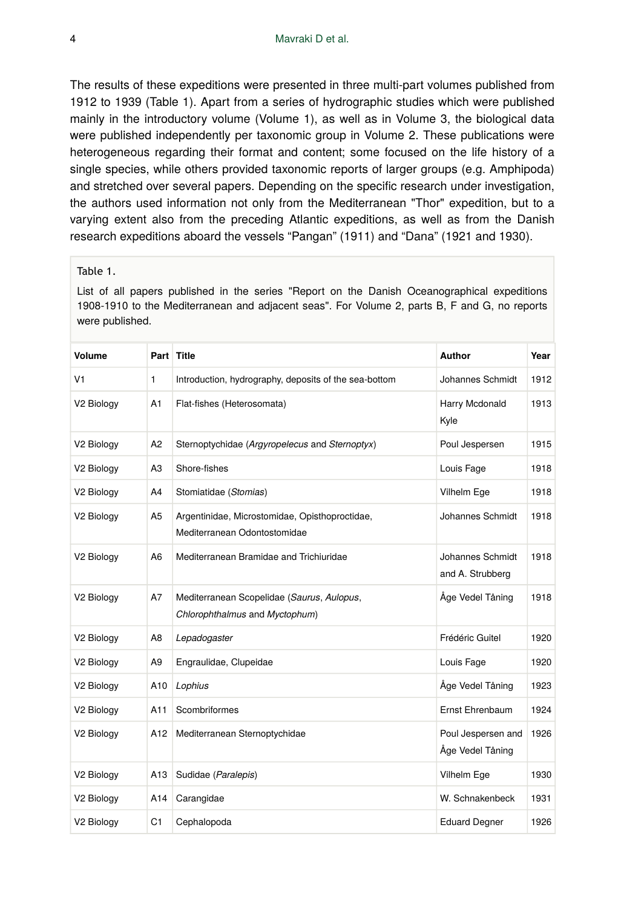The results of these expeditions were presented in three multi-part volumes published from 1912 to 1939 (Table 1). Apart from a series of hydrographic studies which were published mainly in the introductory volume (Volume 1), as well as in Volume 3, the biological data were published independently per taxonomic group in Volume 2. These publications were heterogeneous regarding their format and content; some focused on the life history of a single species, while others provided taxonomic reports of larger groups (e.g. Amphipoda) and stretched over several papers. Depending on the specific research under investigation, the authors used information not only from the Mediterranean "Thor" expedition, but to a varying extent also from the preceding Atlantic expeditions, as well as from the Danish research expeditions aboard the vessels “Pangan” (1911) and “Dana” (1921 and 1930).

Table 1.

List of all papers published in the series "Report on the Danish Oceanographical expeditions 1908-1910 to the Mediterranean and adjacent seas". For Volume 2, parts B, F and G, no reports were published.

| Volume | Part | Title | Author | Year |
|---|---|---|---|---|
| V1 | 1 | Introduction, hydrography, deposits of the sea-bottom | Johannes Schmidt | 1912 |
| V2 Biology | A1 | Flat-fishes (Heterosomata) | Harry Mcdonald Kyle | 1913 |
| V2 Biology | A2 | Sternoptychidae (*Argyropelecus* and *Sternoptyx*) | Poul Jespersen | 1915 |
| V2 Biology | A3 | Shore-fishes | Louis Fage | 1918 |
| V2 Biology | A4 | Stomiatidae (*Stomias*) | Vilhelm Ege | 1918 |
| V2 Biology | A5 | Argentinidae, Microstomidae, Opisthoproctidae, Mediterranean Odontostomidae | Johannes Schmidt | 1918 |
| V2 Biology | A6 | Mediterranean Bramidae and Trichiuridae | Johannes Schmidt and A. Strubberg | 1918 |
| V2 Biology | A7 | Mediterranean Scopelidae (*Saurus*, *Aulopus*, *Chlorophthalmus* and *Myctophum*) | Åge Vedel Tåning | 1918 |
| V2 Biology | A8 | *Lepadogaster* | Frédéric Guitel | 1920 |
| V2 Biology | A9 | Engraulidae, Clupeidae | Louis Fage | 1920 |
| V2 Biology | A10 | *Lophius* | Åge Vedel Tåning | 1923 |
| V2 Biology | A11 | Scombriformes | Ernst Ehrenbaum | 1924 |
| V2 Biology | A12 | Mediterranean Sternoptychidae | Poul Jespersen and Åge Vedel Tåning | 1926 |
| V2 Biology | A13 | Sudidae (*Paralepis*) | Vilhelm Ege | 1930 |
| V2 Biology | A14 | Carangidae | W. Schnakenbeck | 1931 |
| V2 Biology | C1 | Cephalopoda | Eduard Degner | 1926 |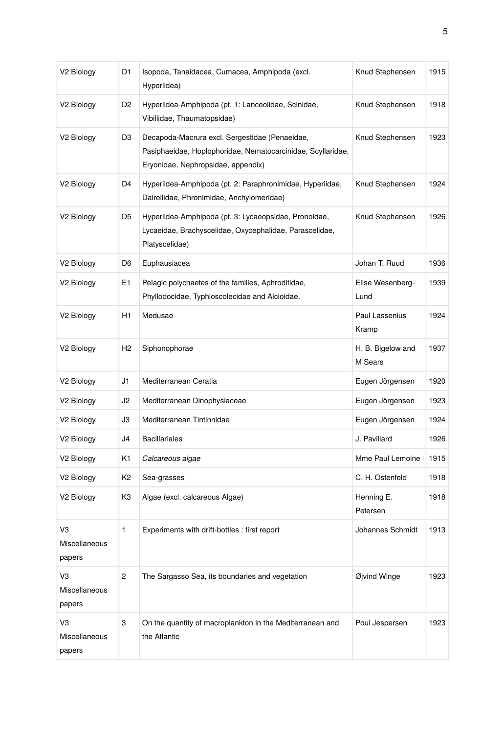| V2 Biology | D1 | Isopoda, Tanaidacea, Cumacea, Amphipoda (excl. Hyperiidea) | Knud Stephensen | 1915 |
|---|---|---|---|---|
| V2 Biology | D2 | Hyperiidea-Amphipoda (pt. 1: Lanceolidae, Scinidae, Vibiliidae, Thaumatopsidae) | Knud Stephensen | 1918 |
| V2 Biology | D3 | Decapoda-Macrura excl. Sergestidae (Penaeidae, Pasiphaeidae, Hoplophoridae, Nematocarcinidae, Scyllaridae, Eryonidae, Nephropsidae, appendix) | Knud Stephensen | 1923 |
| V2 Biology | D4 | Hyperiidea-Amphipoda (pt. 2: Paraphronimidae, Hyperiidae, Dairellidae, Phronimidae, Anchylomeridae) | Knud Stephensen | 1924 |
| V2 Biology | D5 | Hyperiidea-Amphipoda (pt. 3: Lycaeopsidae, Pronoidae, Lycaeidae, Brachyscelidae, Oxycephalidae, Parascelidae, Platyscelidae) | Knud Stephensen | 1926 |
| V2 Biology | D6 | Euphausiacea | Johan T. Ruud | 1936 |
| V2 Biology | E1 | Pelagic polychaetes of the families, Aphroditidae, Phyllodocidae, Typhloscolecidae and Alcioidae. | Elise Wesenberg-Lund | 1939 |
| V2 Biology | H1 | Medusae | Paul Lassenius Kramp | 1924 |
| V2 Biology | H2 | Siphonophorae | H. B. Bigelow and M Sears | 1937 |
| V2 Biology | J1 | Mediterranean Ceratia | Eugen Jörgensen | 1920 |
| V2 Biology | J2 | Mediterranean Dinophysiaceae | Eugen Jörgensen | 1923 |
| V2 Biology | J3 | Mediterranean Tintinnidae | Eugen Jörgensen | 1924 |
| V2 Biology | J4 | Bacillariales | J. Pavillard | 1926 |
| V2 Biology | K1 | *Calcareous algae* | Mme Paul Lemoine | 1915 |
| V2 Biology | K2 | Sea-grasses | C. H. Ostenfeld | 1918 |
| V2 Biology | K3 | Algae (excl. calcareous Algae) | Henning E. Petersen | 1918 |
| V3 Miscellaneous papers | 1 | Experiments with drift-bottles : first report | Johannes Schmidt | 1913 |
| V3 Miscellaneous papers | 2 | The Sargasso Sea, its boundaries and vegetation | Øjvind Winge | 1923 |
| V3 Miscellaneous papers | 3 | On the quantity of macroplankton in the Mediterranean and the Atlantic | Poul Jespersen | 1923 |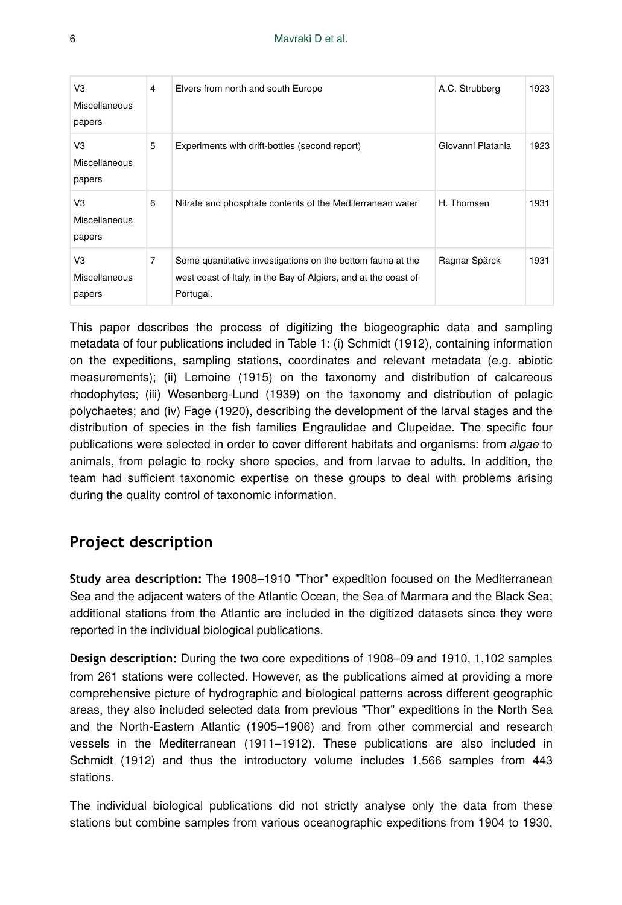| V3 Miscellaneous papers | 4 | Elvers from north and south Europe | A.C. Strubberg | 1923 |
|---|---|---|---|---|
| V3 Miscellaneous papers | 5 | Experiments with drift-bottles (second report) | Giovanni Platania | 1923 |
| V3 Miscellaneous papers | 6 | Nitrate and phosphate contents of the Mediterranean water | H. Thomsen | 1931 |
| V3 Miscellaneous papers | 7 | Some quantitative investigations on the bottom fauna at the west coast of Italy, in the Bay of Algiers, and at the coast of Portugal. | Ragnar Spärck | 1931 |

This paper describes the process of digitizing the biogeographic data and sampling metadata of four publications included in Table 1: (i) Schmidt (1912), containing information on the expeditions, sampling stations, coordinates and relevant metadata (e.g. abiotic measurements); (ii) Lemoine (1915) on the taxonomy and distribution of calcareous rhodophytes; (iii) Wesenberg-Lund (1939) on the taxonomy and distribution of pelagic polychaetes; and (iv) Fage (1920), describing the development of the larval stages and the distribution of species in the fish families Engraulidae and Clupeidae. The specific four publications were selected in order to cover different habitats and organisms: from *algae* to animals, from pelagic to rocky shore species, and from larvae to adults. In addition, the team had sufficient taxonomic expertise on these groups to deal with problems arising during the quality control of taxonomic information.

## Project description

**Study area description:** The 1908–1910 "Thor" expedition focused on the Mediterranean Sea and the adjacent waters of the Atlantic Ocean, the Sea of Marmara and the Black Sea; additional stations from the Atlantic are included in the digitized datasets since they were reported in the individual biological publications.

**Design description:** During the two core expeditions of 1908–09 and 1910, 1,102 samples from 261 stations were collected. However, as the publications aimed at providing a more comprehensive picture of hydrographic and biological patterns across different geographic areas, they also included selected data from previous "Thor" expeditions in the North Sea and the North-Eastern Atlantic (1905–1906) and from other commercial and research vessels in the Mediterranean (1911–1912). These publications are also included in Schmidt (1912) and thus the introductory volume includes 1,566 samples from 443 stations.

The individual biological publications did not strictly analyse only the data from these stations but combine samples from various oceanographic expeditions from 1904 to 1930,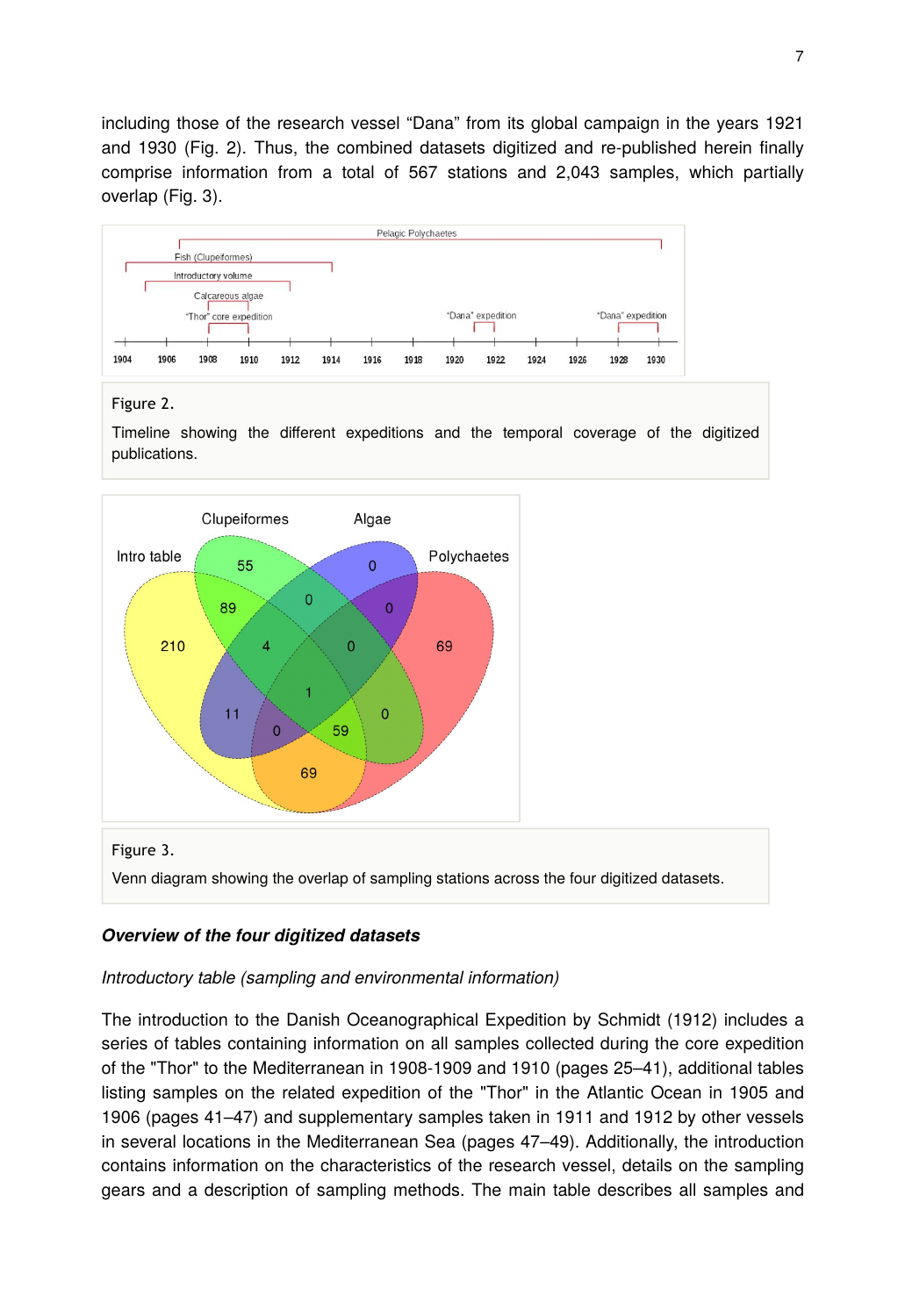including those of the research vessel "Dana" from its global campaign in the years 1921 and 1930 (Fig. 2). Thus, the combined datasets digitized and re-published herein finally comprise information from a total of 567 stations and 2,043 samples, which partially overlap (Fig. 3).

Figure 2.

Timeline showing the different expeditions and the temporal coverage of the digitized publications.

Figure 3.

Venn diagram showing the overlap of sampling stations across the four digitized datasets.

***Overview of the four digitized datasets***

*Introductory table (sampling and environmental information)*

The introduction to the Danish Oceanographical Expedition by Schmidt (1912) includes a series of tables containing information on all samples collected during the core expedition of the "Thor" to the Mediterranean in 1908-1909 and 1910 (pages 25–41), additional tables listing samples on the related expedition of the "Thor" in the Atlantic Ocean in 1905 and 1906 (pages 41–47) and supplementary samples taken in 1911 and 1912 by other vessels in several locations in the Mediterranean Sea (pages 47–49). Additionally, the introduction contains information on the characteristics of the research vessel, details on the sampling gears and a description of sampling methods. The main table describes all samples and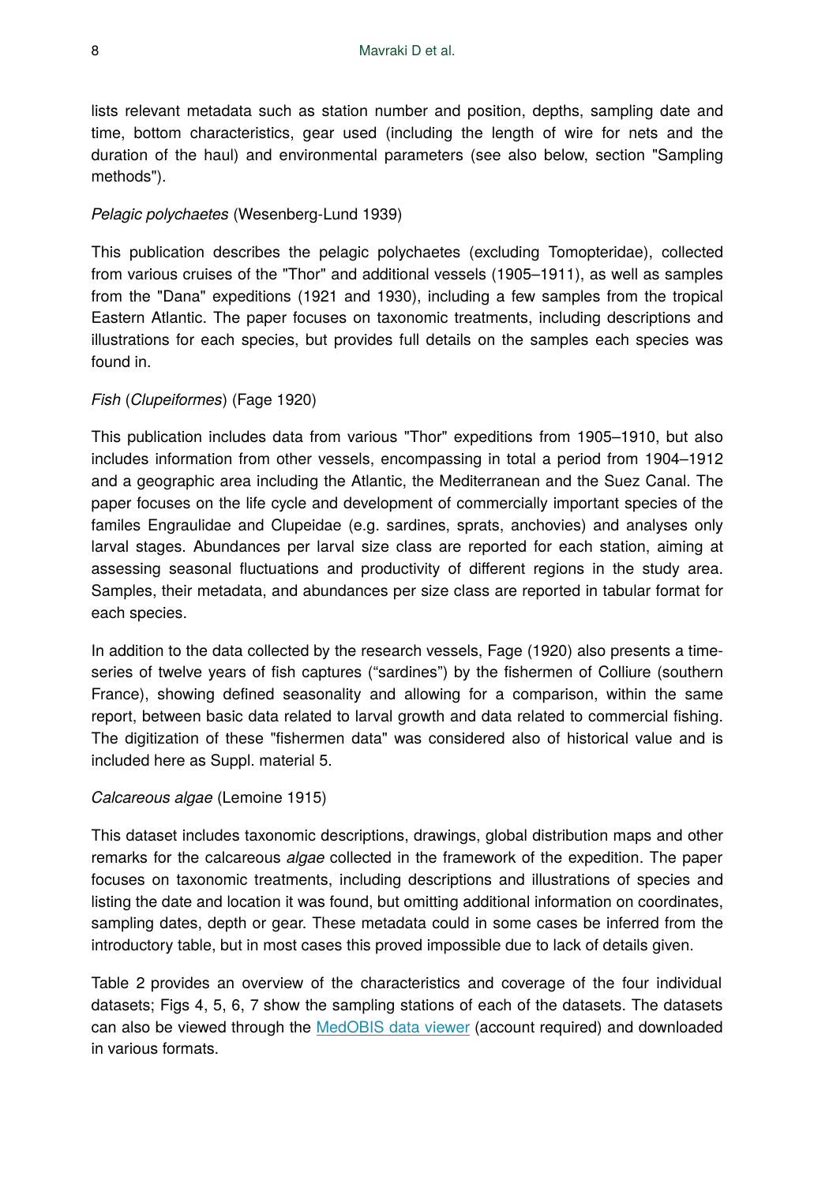lists relevant metadata such as station number and position, depths, sampling date and time, bottom characteristics, gear used (including the length of wire for nets and the duration of the haul) and environmental parameters (see also below, section "Sampling methods").

*Pelagic polychaetes* (Wesenberg-Lund 1939)

This publication describes the pelagic polychaetes (excluding Tomopteridae), collected from various cruises of the "Thor" and additional vessels (1905–1911), as well as samples from the "Dana" expeditions (1921 and 1930), including a few samples from the tropical Eastern Atlantic. The paper focuses on taxonomic treatments, including descriptions and illustrations for each species, but provides full details on the samples each species was found in.

*Fish* (*Clupeiformes*) (Fage 1920)

This publication includes data from various "Thor" expeditions from 1905–1910, but also includes information from other vessels, encompassing in total a period from 1904–1912 and a geographic area including the Atlantic, the Mediterranean and the Suez Canal. The paper focuses on the life cycle and development of commercially important species of the familes Engraulidae and Clupeidae (e.g. sardines, sprats, anchovies) and analyses only larval stages. Abundances per larval size class are reported for each station, aiming at assessing seasonal fluctuations and productivity of different regions in the study area. Samples, their metadata, and abundances per size class are reported in tabular format for each species.

In addition to the data collected by the research vessels, Fage (1920) also presents a time-series of twelve years of fish captures ("sardines") by the fishermen of Colliure (southern France), showing defined seasonality and allowing for a comparison, within the same report, between basic data related to larval growth and data related to commercial fishing. The digitization of these "fishermen data" was considered also of historical value and is included here as Suppl. material 5.

*Calcareous algae* (Lemoine 1915)

This dataset includes taxonomic descriptions, drawings, global distribution maps and other remarks for the calcareous *algae* collected in the framework of the expedition. The paper focuses on taxonomic treatments, including descriptions and illustrations of species and listing the date and location it was found, but omitting additional information on coordinates, sampling dates, depth or gear. These metadata could in some cases be inferred from the introductory table, but in most cases this proved impossible due to lack of details given.

Table 2 provides an overview of the characteristics and coverage of the four individual datasets; Figs 4, 5, 6, 7 show the sampling stations of each of the datasets. The datasets can also be viewed through the MedOBIS data viewer (account required) and downloaded in various formats.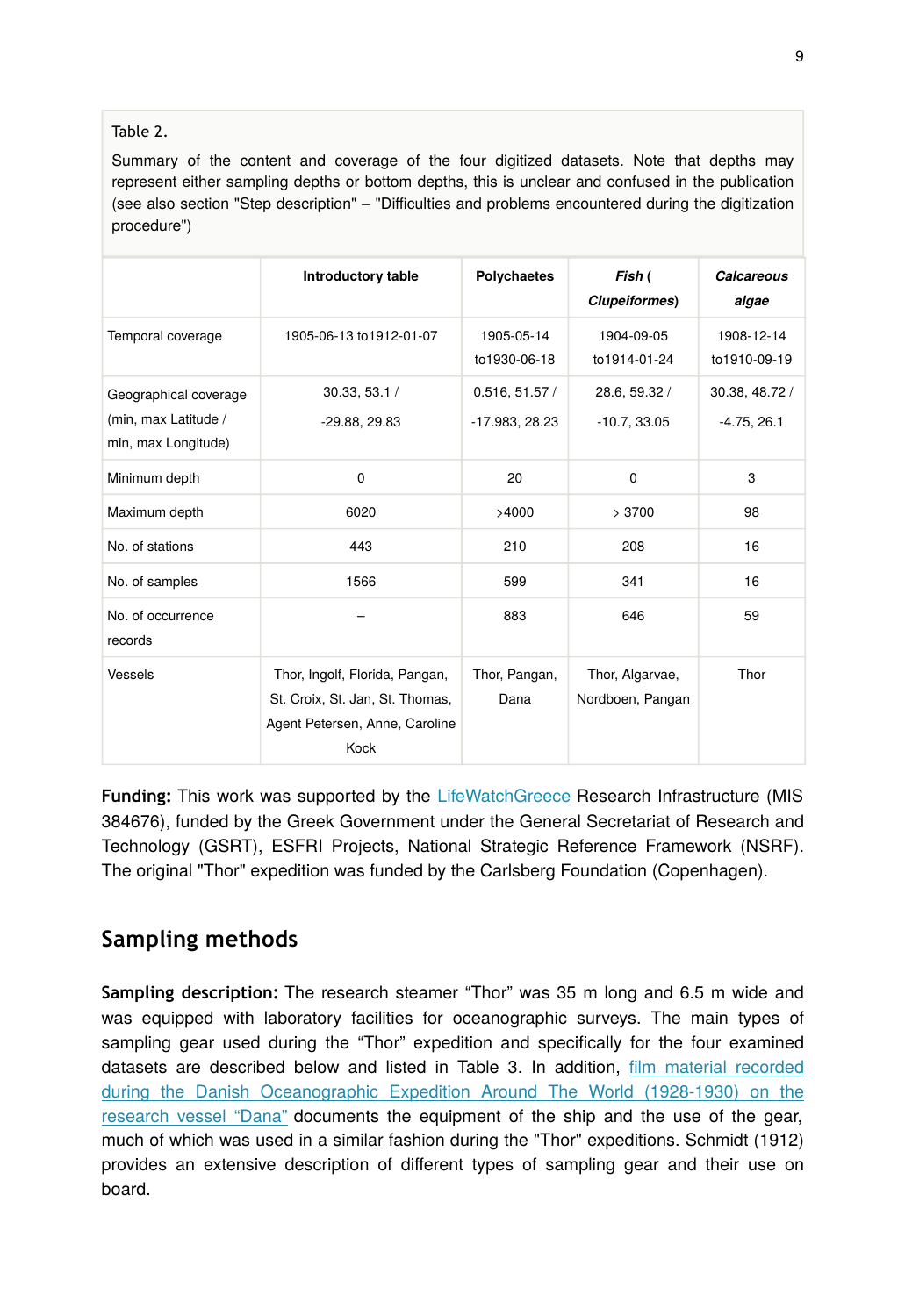Table 2.

Summary of the content and coverage of the four digitized datasets. Note that depths may represent either sampling depths or bottom depths, this is unclear and confused in the publication (see also section "Step description" – "Difficulties and problems encountered during the digitization procedure")

| | Introductory table | Polychaetes | *Fish* ( *Clupeiformes*) | *Calcareous algae* |
|---|---|---|---|---|
| Temporal coverage | 1905-06-13 to1912-01-07 | 1905-05-14 to1930-06-18 | 1904-09-05 to1914-01-24 | 1908-12-14 to1910-09-19 |
| Geographical coverage (min, max Latitude / min, max Longitude) | 30.33, 53.1 / -29.88, 29.83 | 0.516, 51.57 / -17.983, 28.23 | 28.6, 59.32 / -10.7, 33.05 | 30.38, 48.72 / -4.75, 26.1 |
| Minimum depth | 0 | 20 | 0 | 3 |
| Maximum depth | 6020 | >4000 | > 3700 | 98 |
| No. of stations | 443 | 210 | 208 | 16 |
| No. of samples | 1566 | 599 | 341 | 16 |
| No. of occurrence records | – | 883 | 646 | 59 |
| Vessels | Thor, Ingolf, Florida, Pangan, St. Croix, St. Jan, St. Thomas, Agent Petersen, Anne, Caroline Kock | Thor, Pangan, Dana | Thor, Algarvae, Nordboen, Pangan | Thor |

**Funding:** This work was supported by the LifeWatchGreece Research Infrastructure (MIS 384676), funded by the Greek Government under the General Secretariat of Research and Technology (GSRT), ESFRI Projects, National Strategic Reference Framework (NSRF). The original "Thor" expedition was funded by the Carlsberg Foundation (Copenhagen).

## Sampling methods

**Sampling description:** The research steamer "Thor" was 35 m long and 6.5 m wide and was equipped with laboratory facilities for oceanographic surveys. The main types of sampling gear used during the "Thor" expedition and specifically for the four examined datasets are described below and listed in Table 3. In addition, film material recorded during the Danish Oceanographic Expedition Around The World (1928-1930) on the research vessel "Dana" documents the equipment of the ship and the use of the gear, much of which was used in a similar fashion during the "Thor" expeditions. Schmidt (1912) provides an extensive description of different types of sampling gear and their use on board.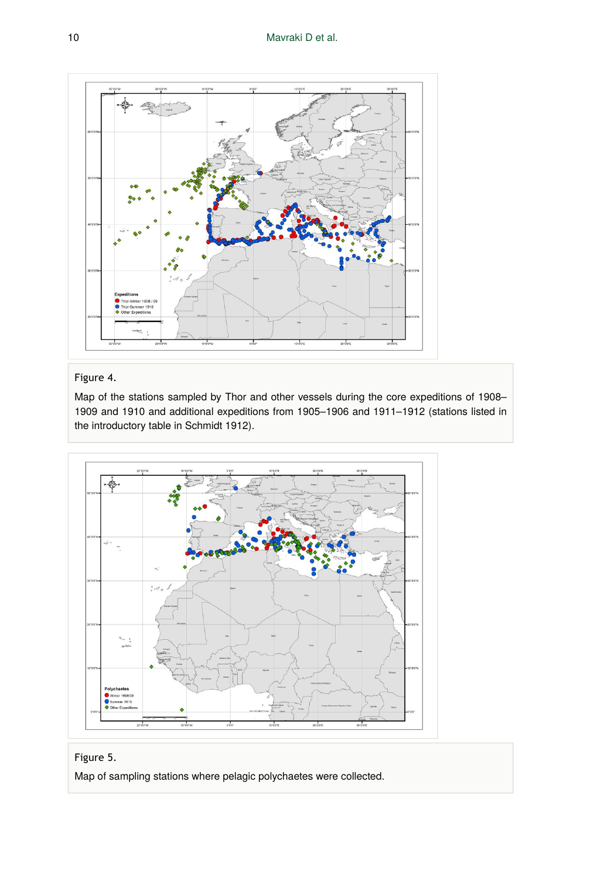Figure 4.

Map of the stations sampled by Thor and other vessels during the core expeditions of 1908–1909 and 1910 and additional expeditions from 1905–1906 and 1911–1912 (stations listed in the introductory table in Schmidt 1912).

Figure 5.

Map of sampling stations where pelagic polychaetes were collected.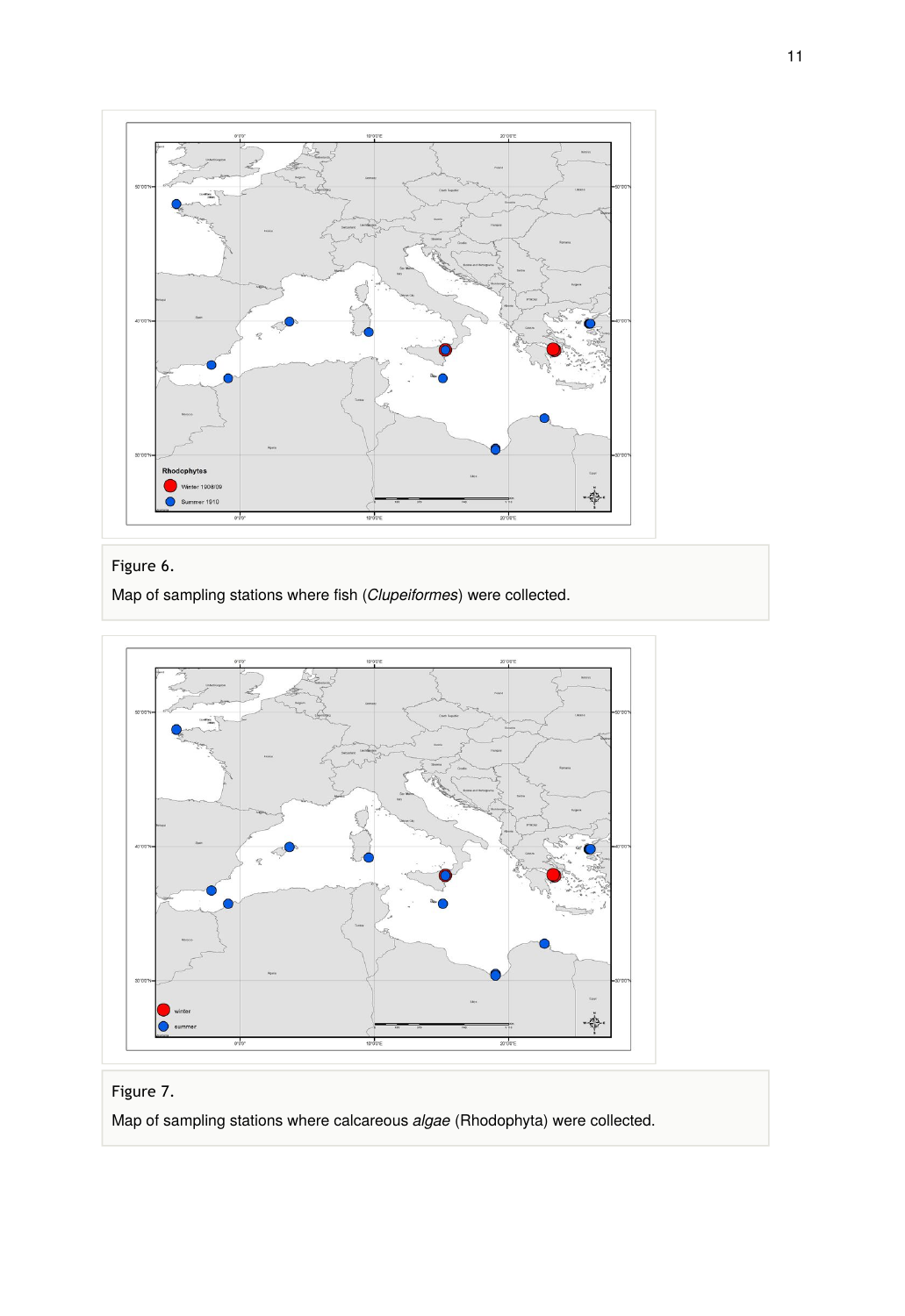Figure 6.

Map of sampling stations where fish (*Clupeiformes*) were collected.

Figure 7.

Map of sampling stations where calcareous *algae* (Rhodophyta) were collected.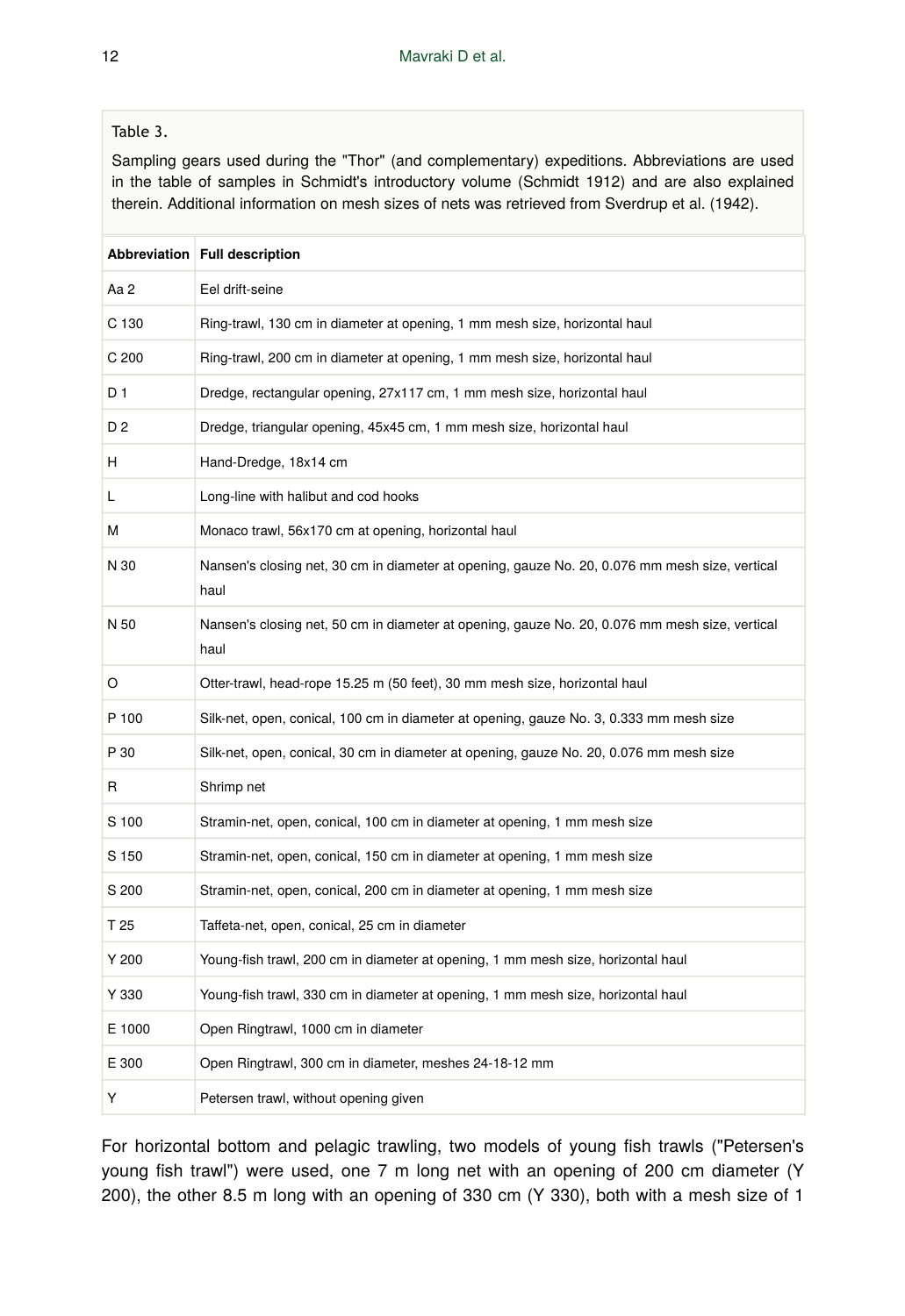Table 3.

Sampling gears used during the "Thor" (and complementary) expeditions. Abbreviations are used in the table of samples in Schmidt's introductory volume (Schmidt 1912) and are also explained therein. Additional information on mesh sizes of nets was retrieved from Sverdrup et al. (1942).

| Abbreviation | Full description |
|---|---|
| Aa 2 | Eel drift-seine |
| C 130 | Ring-trawl, 130 cm in diameter at opening, 1 mm mesh size, horizontal haul |
| C 200 | Ring-trawl, 200 cm in diameter at opening, 1 mm mesh size, horizontal haul |
| D 1 | Dredge, rectangular opening, 27x117 cm, 1 mm mesh size, horizontal haul |
| D 2 | Dredge, triangular opening, 45x45 cm, 1 mm mesh size, horizontal haul |
| H | Hand-Dredge, 18x14 cm |
| L | Long-line with halibut and cod hooks |
| M | Monaco trawl, 56x170 cm at opening, horizontal haul |
| N 30 | Nansen's closing net, 30 cm in diameter at opening, gauze No. 20, 0.076 mm mesh size, vertical haul |
| N 50 | Nansen's closing net, 50 cm in diameter at opening, gauze No. 20, 0.076 mm mesh size, vertical haul |
| O | Otter-trawl, head-rope 15.25 m (50 feet), 30 mm mesh size, horizontal haul |
| P 100 | Silk-net, open, conical, 100 cm in diameter at opening, gauze No. 3, 0.333 mm mesh size |
| P 30 | Silk-net, open, conical, 30 cm in diameter at opening, gauze No. 20, 0.076 mm mesh size |
| R | Shrimp net |
| S 100 | Stramin-net, open, conical, 100 cm in diameter at opening, 1 mm mesh size |
| S 150 | Stramin-net, open, conical, 150 cm in diameter at opening, 1 mm mesh size |
| S 200 | Stramin-net, open, conical, 200 cm in diameter at opening, 1 mm mesh size |
| T 25 | Taffeta-net, open, conical, 25 cm in diameter |
| Y 200 | Young-fish trawl, 200 cm in diameter at opening, 1 mm mesh size, horizontal haul |
| Y 330 | Young-fish trawl, 330 cm in diameter at opening, 1 mm mesh size, horizontal haul |
| E 1000 | Open Ringtrawl, 1000 cm in diameter |
| E 300 | Open Ringtrawl, 300 cm in diameter, meshes 24-18-12 mm |
| Y | Petersen trawl, without opening given |

For horizontal bottom and pelagic trawling, two models of young fish trawls ("Petersen's young fish trawl") were used, one 7 m long net with an opening of 200 cm diameter (Y 200), the other 8.5 m long with an opening of 330 cm (Y 330), both with a mesh size of 1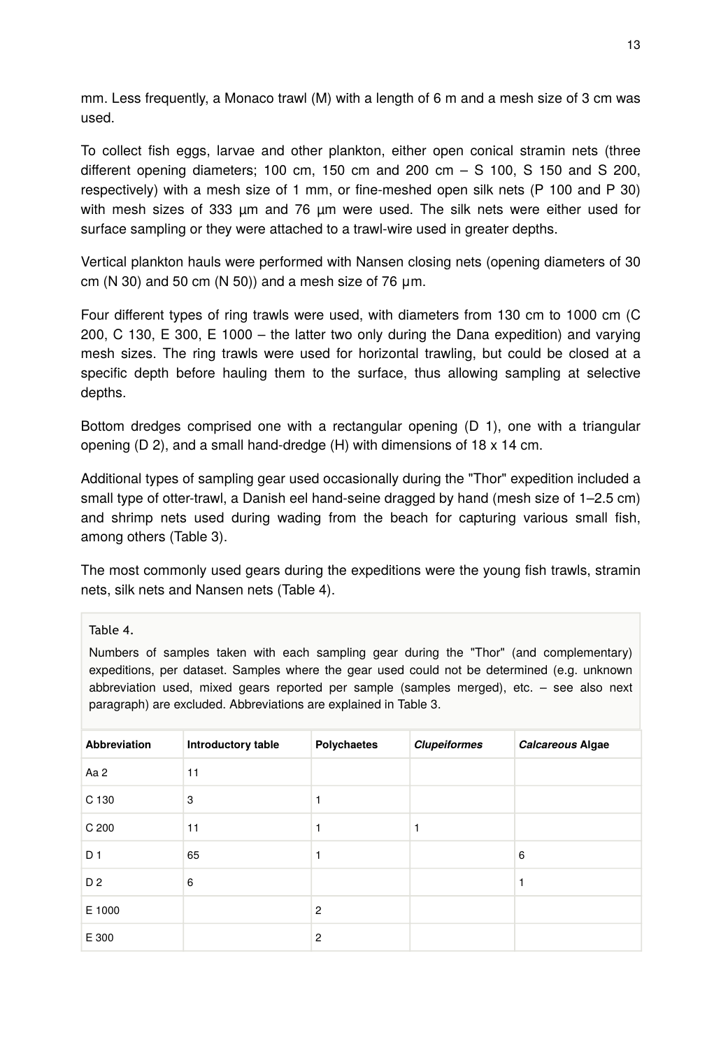mm. Less frequently, a Monaco trawl (M) with a length of 6 m and a mesh size of 3 cm was used.

To collect fish eggs, larvae and other plankton, either open conical stramin nets (three different opening diameters; 100 cm, 150 cm and 200 cm – S 100, S 150 and S 200, respectively) with a mesh size of 1 mm, or fine-meshed open silk nets (P 100 and P 30) with mesh sizes of 333 µm and 76 µm were used. The silk nets were either used for surface sampling or they were attached to a trawl-wire used in greater depths.

Vertical plankton hauls were performed with Nansen closing nets (opening diameters of 30 cm (N 30) and 50 cm (N 50)) and a mesh size of 76 µm.

Four different types of ring trawls were used, with diameters from 130 cm to 1000 cm (C 200, C 130, E 300, E 1000 – the latter two only during the Dana expedition) and varying mesh sizes. The ring trawls were used for horizontal trawling, but could be closed at a specific depth before hauling them to the surface, thus allowing sampling at selective depths.

Bottom dredges comprised one with a rectangular opening (D 1), one with a triangular opening (D 2), and a small hand-dredge (H) with dimensions of 18 x 14 cm.

Additional types of sampling gear used occasionally during the "Thor" expedition included a small type of otter-trawl, a Danish eel hand-seine dragged by hand (mesh size of 1–2.5 cm) and shrimp nets used during wading from the beach for capturing various small fish, among others (Table 3).

The most commonly used gears during the expeditions were the young fish trawls, stramin nets, silk nets and Nansen nets (Table 4).

Table 4.

Numbers of samples taken with each sampling gear during the "Thor" (and complementary) expeditions, per dataset. Samples where the gear used could not be determined (e.g. unknown abbreviation used, mixed gears reported per sample (samples merged), etc. – see also next paragraph) are excluded. Abbreviations are explained in Table 3.

| **Abbreviation** | **Introductory table** | **Polychaetes** | ***Clupeiformes*** | ***Calcareous* Algae** |
|---|---|---|---|---|
| Aa 2 | 11 | | | |
| C 130 | 3 | 1 | | |
| C 200 | 11 | 1 | 1 | |
| D 1 | 65 | 1 | | 6 |
| D 2 | 6 | | | 1 |
| E 1000 | | 2 | | |
| E 300 | | 2 | | |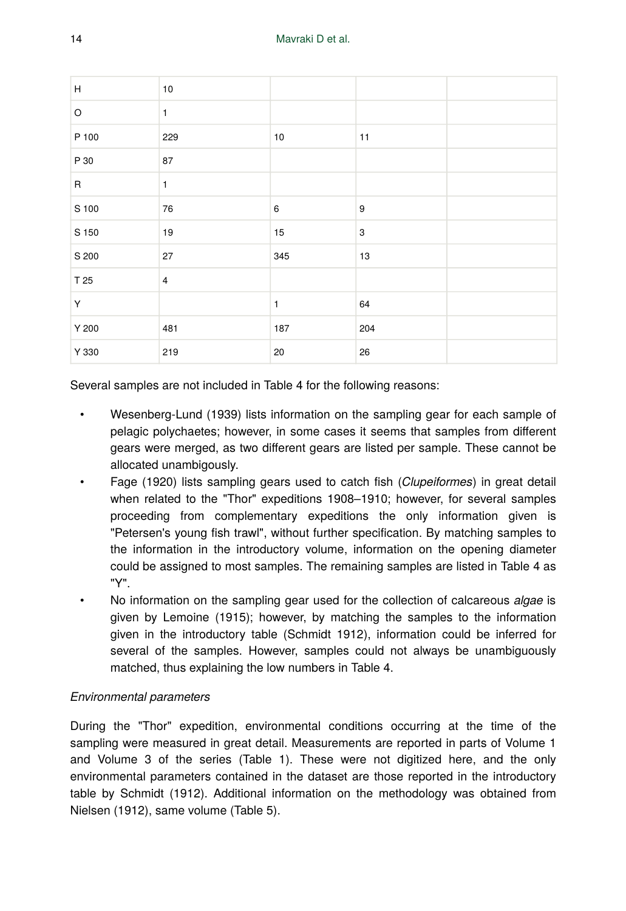| | | | | |
|---|---|---|---|---|
| H | 10 | | | |
| O | 1 | | | |
| P 100 | 229 | 10 | 11 | |
| P 30 | 87 | | | |
| R | 1 | | | |
| S 100 | 76 | 6 | 9 | |
| S 150 | 19 | 15 | 3 | |
| S 200 | 27 | 345 | 13 | |
| T 25 | 4 | | | |
| Y | | 1 | 64 | |
| Y 200 | 481 | 187 | 204 | |
| Y 330 | 219 | 20 | 26 | |

Several samples are not included in Table 4 for the following reasons:

- Wesenberg-Lund (1939) lists information on the sampling gear for each sample of pelagic polychaetes; however, in some cases it seems that samples from different gears were merged, as two different gears are listed per sample. These cannot be allocated unambigously.
- Fage (1920) lists sampling gears used to catch fish (*Clupeiformes*) in great detail when related to the "Thor" expeditions 1908–1910; however, for several samples proceeding from complementary expeditions the only information given is "Petersen's young fish trawl", without further specification. By matching samples to the information in the introductory volume, information on the opening diameter could be assigned to most samples. The remaining samples are listed in Table 4 as "Y".
- No information on the sampling gear used for the collection of calcareous *algae* is given by Lemoine (1915); however, by matching the samples to the information given in the introductory table (Schmidt 1912), information could be inferred for several of the samples. However, samples could not always be unambiguously matched, thus explaining the low numbers in Table 4.

*Environmental parameters*

During the "Thor" expedition, environmental conditions occurring at the time of the sampling were measured in great detail. Measurements are reported in parts of Volume 1 and Volume 3 of the series (Table 1). These were not digitized here, and the only environmental parameters contained in the dataset are those reported in the introductory table by Schmidt (1912). Additional information on the methodology was obtained from Nielsen (1912), same volume (Table 5).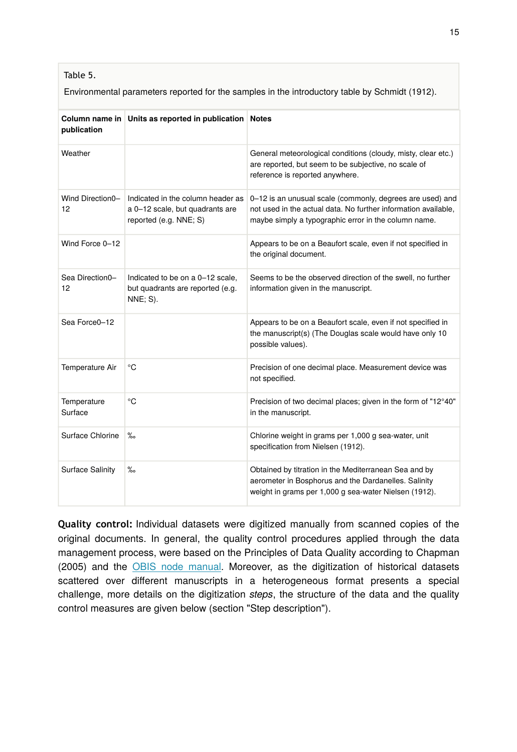Table 5.

Environmental parameters reported for the samples in the introductory table by Schmidt (1912).

| Column name in publication | Units as reported in publication | Notes |
| --- | --- | --- |
| Weather | | General meteorological conditions (cloudy, misty, clear etc.) are reported, but seem to be subjective, no scale of reference is reported anywhere. |
| Wind Direction0–12 | Indicated in the column header as a 0–12 scale, but quadrants are reported (e.g. NNE; S) | 0–12 is an unusual scale (commonly, degrees are used) and not used in the actual data. No further information available, maybe simply a typographic error in the column name. |
| Wind Force 0–12 | | Appears to be on a Beaufort scale, even if not specified in the original document. |
| Sea Direction0–12 | Indicated to be on a 0–12 scale, but quadrants are reported (e.g. NNE; S). | Seems to be the observed direction of the swell, no further information given in the manuscript. |
| Sea Force0–12 | | Appears to be on a Beaufort scale, even if not specified in the manuscript(s) (The Douglas scale would have only 10 possible values). |
| Temperature Air | °C | Precision of one decimal place. Measurement device was not specified. |
| Temperature Surface | °C | Precision of two decimal places; given in the form of "12°40" in the manuscript. |
| Surface Chlorine | ‰ | Chlorine weight in grams per 1,000 g sea-water, unit specification from Nielsen (1912). |
| Surface Salinity | ‰ | Obtained by titration in the Mediterranean Sea and by aerometer in Bosphorus and the Dardanelles. Salinity weight in grams per 1,000 g sea-water Nielsen (1912). |

**Quality control:** Individual datasets were digitized manually from scanned copies of the original documents. In general, the quality control procedures applied through the data management process, were based on the Principles of Data Quality according to Chapman (2005) and the OBIS node manual. Moreover, as the digitization of historical datasets scattered over different manuscripts in a heterogeneous format presents a special challenge, more details on the digitization *steps*, the structure of the data and the quality control measures are given below (section "Step description").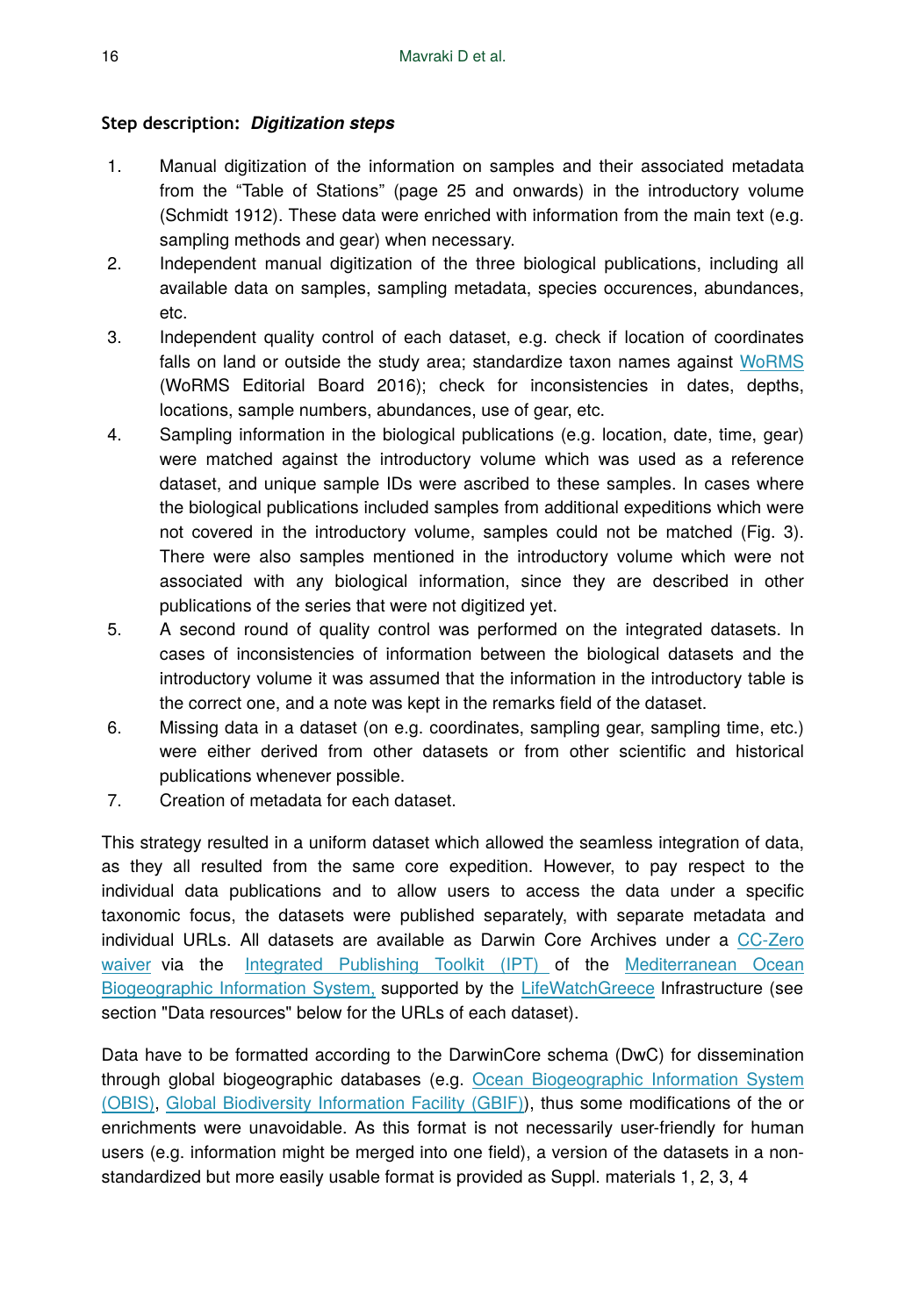**Step description:** ***Digitization steps***

1. Manual digitization of the information on samples and their associated metadata from the "Table of Stations" (page 25 and onwards) in the introductory volume (Schmidt 1912). These data were enriched with information from the main text (e.g. sampling methods and gear) when necessary.
2. Independent manual digitization of the three biological publications, including all available data on samples, sampling metadata, species occurences, abundances, etc.
3. Independent quality control of each dataset, e.g. check if location of coordinates falls on land or outside the study area; standardize taxon names against WoRMS (WoRMS Editorial Board 2016); check for inconsistencies in dates, depths, locations, sample numbers, abundances, use of gear, etc.
4. Sampling information in the biological publications (e.g. location, date, time, gear) were matched against the introductory volume which was used as a reference dataset, and unique sample IDs were ascribed to these samples. In cases where the biological publications included samples from additional expeditions which were not covered in the introductory volume, samples could not be matched (Fig. 3). There were also samples mentioned in the introductory volume which were not associated with any biological information, since they are described in other publications of the series that were not digitized yet.
5. A second round of quality control was performed on the integrated datasets. In cases of inconsistencies of information between the biological datasets and the introductory volume it was assumed that the information in the introductory table is the correct one, and a note was kept in the remarks field of the dataset.
6. Missing data in a dataset (on e.g. coordinates, sampling gear, sampling time, etc.) were either derived from other datasets or from other scientific and historical publications whenever possible.
7. Creation of metadata for each dataset.

This strategy resulted in a uniform dataset which allowed the seamless integration of data, as they all resulted from the same core expedition. However, to pay respect to the individual data publications and to allow users to access the data under a specific taxonomic focus, the datasets were published separately, with separate metadata and individual URLs. All datasets are available as Darwin Core Archives under a CC-Zero waiver via the Integrated Publishing Toolkit (IPT) of the Mediterranean Ocean Biogeographic Information System, supported by the LifeWatchGreece Infrastructure (see section "Data resources" below for the URLs of each dataset).

Data have to be formatted according to the DarwinCore schema (DwC) for dissemination through global biogeographic databases (e.g. Ocean Biogeographic Information System (OBIS), Global Biodiversity Information Facility (GBIF)), thus some modifications of the or enrichments were unavoidable. As this format is not necessarily user-friendly for human users (e.g. information might be merged into one field), a version of the datasets in a non-standardized but more easily usable format is provided as Suppl. materials 1, 2, 3, 4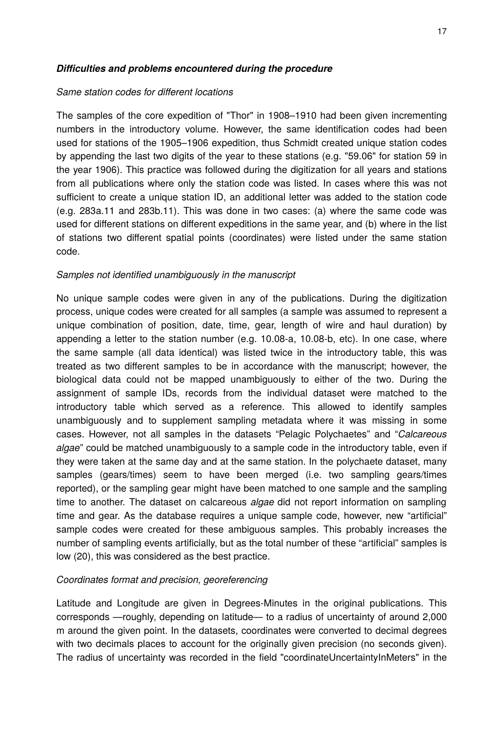### ***Difficulties and problems encountered during the procedure***

*Same station codes for different locations*

The samples of the core expedition of "Thor" in 1908–1910 had been given incrementing numbers in the introductory volume. However, the same identification codes had been used for stations of the 1905–1906 expedition, thus Schmidt created unique station codes by appending the last two digits of the year to these stations (e.g. "59.06" for station 59 in the year 1906). This practice was followed during the digitization for all years and stations from all publications where only the station code was listed. In cases where this was not sufficient to create a unique station ID, an additional letter was added to the station code (e.g. 283a.11 and 283b.11). This was done in two cases: (a) where the same code was used for different stations on different expeditions in the same year, and (b) where in the list of stations two different spatial points (coordinates) were listed under the same station code.

*Samples not identified unambiguously in the manuscript*

No unique sample codes were given in any of the publications. During the digitization process, unique codes were created for all samples (a sample was assumed to represent a unique combination of position, date, time, gear, length of wire and haul duration) by appending a letter to the station number (e.g. 10.08-a, 10.08-b, etc). In one case, where the same sample (all data identical) was listed twice in the introductory table, this was treated as two different samples to be in accordance with the manuscript; however, the biological data could not be mapped unambiguously to either of the two. During the assignment of sample IDs, records from the individual dataset were matched to the introductory table which served as a reference. This allowed to identify samples unambiguously and to supplement sampling metadata where it was missing in some cases. However, not all samples in the datasets "Pelagic Polychaetes" and "*Calcareous algae*" could be matched unambiguously to a sample code in the introductory table, even if they were taken at the same day and at the same station. In the polychaete dataset, many samples (gears/times) seem to have been merged (i.e. two sampling gears/times reported), or the sampling gear might have been matched to one sample and the sampling time to another. The dataset on calcareous *algae* did not report information on sampling time and gear. As the database requires a unique sample code, however, new "artificial" sample codes were created for these ambiguous samples. This probably increases the number of sampling events artificially, but as the total number of these "artificial" samples is low (20), this was considered as the best practice.

*Coordinates format and precision, georeferencing*

Latitude and Longitude are given in Degrees-Minutes in the original publications. This corresponds —roughly, depending on latitude— to a radius of uncertainty of around 2,000 m around the given point. In the datasets, coordinates were converted to decimal degrees with two decimals places to account for the originally given precision (no seconds given). The radius of uncertainty was recorded in the field "coordinateUncertaintyInMeters" in the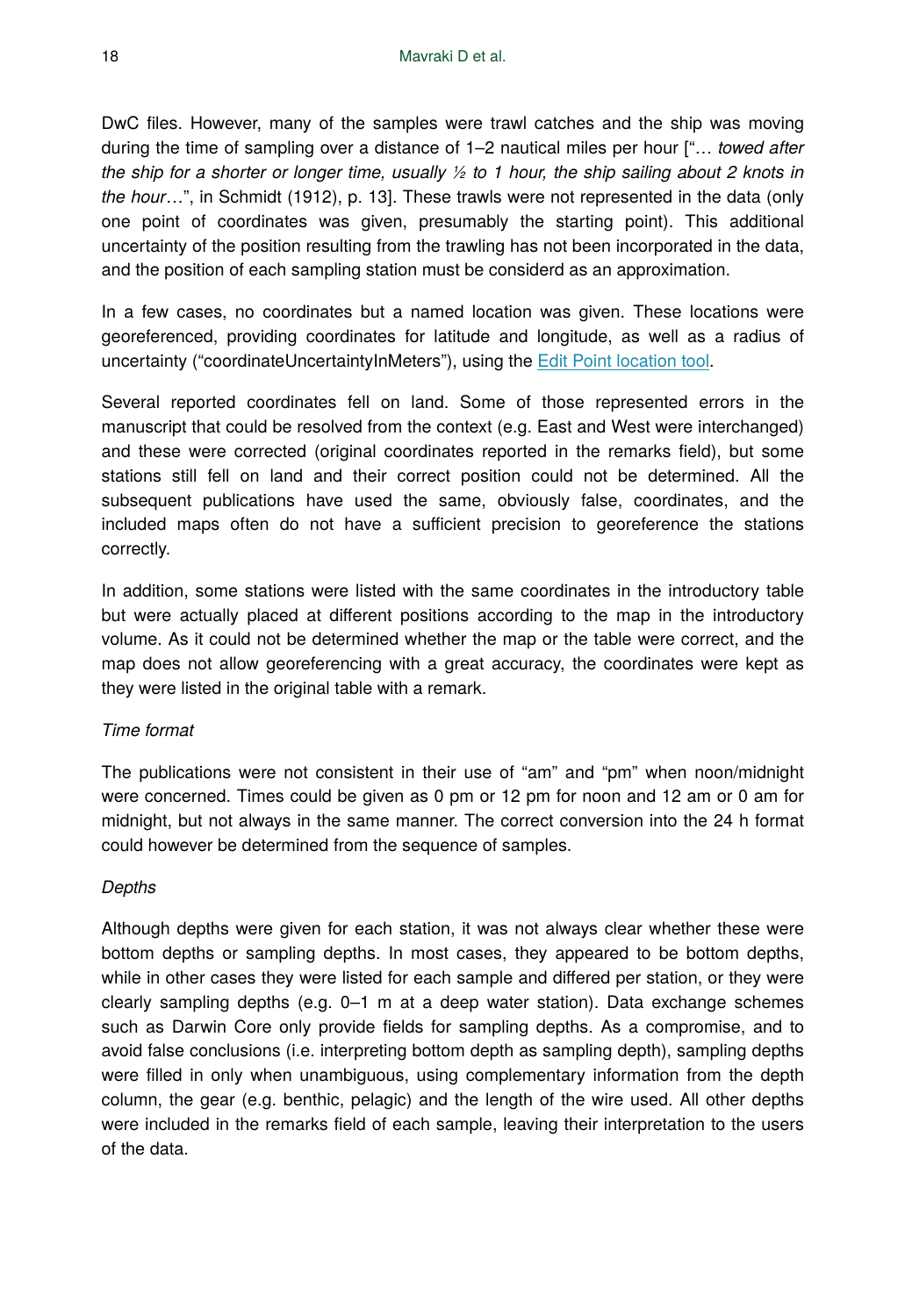DwC files. However, many of the samples were trawl catches and the ship was moving during the time of sampling over a distance of 1–2 nautical miles per hour ["… *towed after the ship for a shorter or longer time, usually ½ to 1 hour, the ship sailing about 2 knots in the hour*…", in Schmidt (1912), p. 13]. These trawls were not represented in the data (only one point of coordinates was given, presumably the starting point). This additional uncertainty of the position resulting from the trawling has not been incorporated in the data, and the position of each sampling station must be considerd as an approximation.

In a few cases, no coordinates but a named location was given. These locations were georeferenced, providing coordinates for latitude and longitude, as well as a radius of uncertainty ("coordinateUncertaintyInMeters"), using the Edit Point location tool.

Several reported coordinates fell on land. Some of those represented errors in the manuscript that could be resolved from the context (e.g. East and West were interchanged) and these were corrected (original coordinates reported in the remarks field), but some stations still fell on land and their correct position could not be determined. All the subsequent publications have used the same, obviously false, coordinates, and the included maps often do not have a sufficient precision to georeference the stations correctly.

In addition, some stations were listed with the same coordinates in the introductory table but were actually placed at different positions according to the map in the introductory volume. As it could not be determined whether the map or the table were correct, and the map does not allow georeferencing with a great accuracy, the coordinates were kept as they were listed in the original table with a remark.

*Time format*

The publications were not consistent in their use of "am" and "pm" when noon/midnight were concerned. Times could be given as 0 pm or 12 pm for noon and 12 am or 0 am for midnight, but not always in the same manner. The correct conversion into the 24 h format could however be determined from the sequence of samples.

*Depths*

Although depths were given for each station, it was not always clear whether these were bottom depths or sampling depths. In most cases, they appeared to be bottom depths, while in other cases they were listed for each sample and differed per station, or they were clearly sampling depths (e.g. 0–1 m at a deep water station). Data exchange schemes such as Darwin Core only provide fields for sampling depths. As a compromise, and to avoid false conclusions (i.e. interpreting bottom depth as sampling depth), sampling depths were filled in only when unambiguous, using complementary information from the depth column, the gear (e.g. benthic, pelagic) and the length of the wire used. All other depths were included in the remarks field of each sample, leaving their interpretation to the users of the data.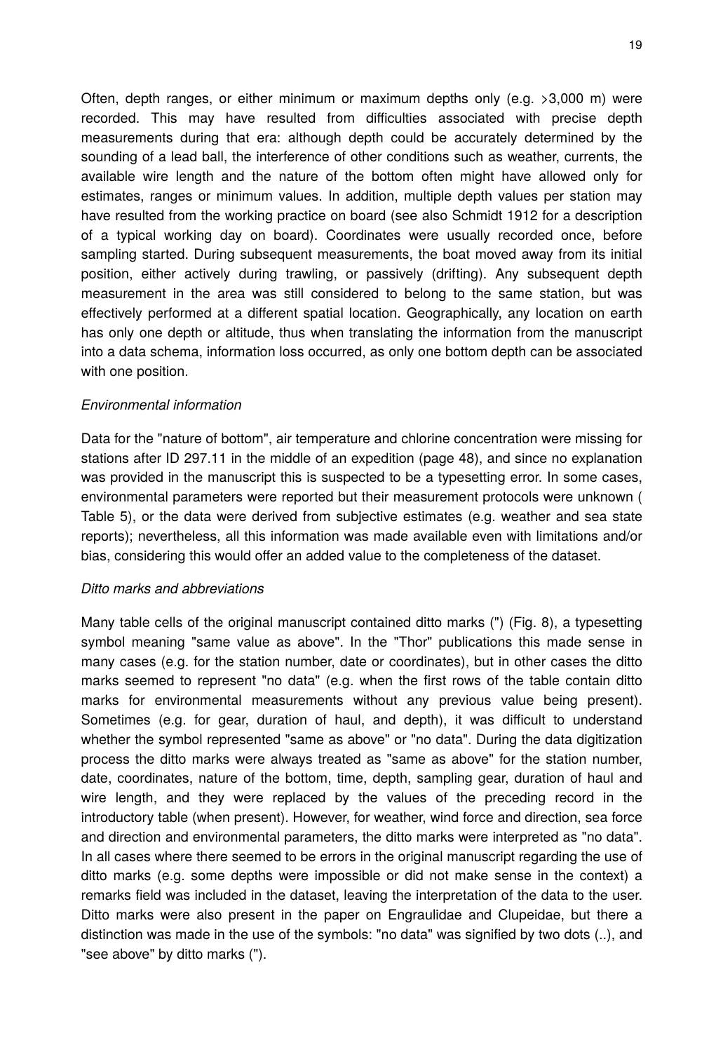Often, depth ranges, or either minimum or maximum depths only (e.g. >3,000 m) were recorded. This may have resulted from difficulties associated with precise depth measurements during that era: although depth could be accurately determined by the sounding of a lead ball, the interference of other conditions such as weather, currents, the available wire length and the nature of the bottom often might have allowed only for estimates, ranges or minimum values. In addition, multiple depth values per station may have resulted from the working practice on board (see also Schmidt 1912 for a description of a typical working day on board). Coordinates were usually recorded once, before sampling started. During subsequent measurements, the boat moved away from its initial position, either actively during trawling, or passively (drifting). Any subsequent depth measurement in the area was still considered to belong to the same station, but was effectively performed at a different spatial location. Geographically, any location on earth has only one depth or altitude, thus when translating the information from the manuscript into a data schema, information loss occurred, as only one bottom depth can be associated with one position.

*Environmental information*

Data for the "nature of bottom", air temperature and chlorine concentration were missing for stations after ID 297.11 in the middle of an expedition (page 48), and since no explanation was provided in the manuscript this is suspected to be a typesetting error. In some cases, environmental parameters were reported but their measurement protocols were unknown ( Table 5), or the data were derived from subjective estimates (e.g. weather and sea state reports); nevertheless, all this information was made available even with limitations and/or bias, considering this would offer an added value to the completeness of the dataset.

*Ditto marks and abbreviations*

Many table cells of the original manuscript contained ditto marks (") (Fig. 8), a typesetting symbol meaning "same value as above". In the "Thor" publications this made sense in many cases (e.g. for the station number, date or coordinates), but in other cases the ditto marks seemed to represent "no data" (e.g. when the first rows of the table contain ditto marks for environmental measurements without any previous value being present). Sometimes (e.g. for gear, duration of haul, and depth), it was difficult to understand whether the symbol represented "same as above" or "no data". During the data digitization process the ditto marks were always treated as "same as above" for the station number, date, coordinates, nature of the bottom, time, depth, sampling gear, duration of haul and wire length, and they were replaced by the values of the preceding record in the introductory table (when present). However, for weather, wind force and direction, sea force and direction and environmental parameters, the ditto marks were interpreted as "no data". In all cases where there seemed to be errors in the original manuscript regarding the use of ditto marks (e.g. some depths were impossible or did not make sense in the context) a remarks field was included in the dataset, leaving the interpretation of the data to the user. Ditto marks were also present in the paper on Engraulidae and Clupeidae, but there a distinction was made in the use of the symbols: "no data" was signified by two dots (..), and "see above" by ditto marks (").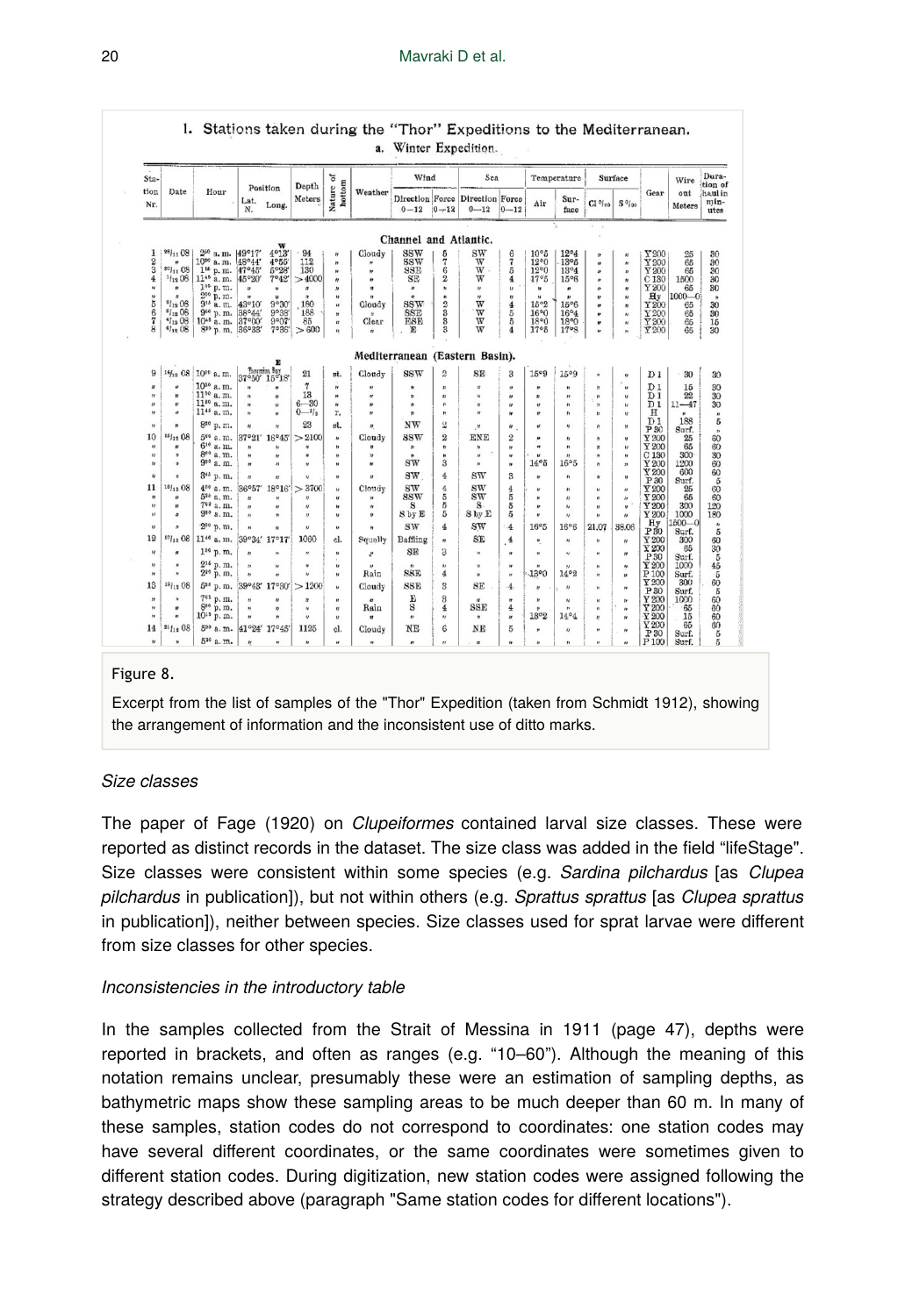**1. Stations taken during the "Thor" Expeditions to the Mediterranean.**

**a. Winter Expedition.**

| Station Nr. | Date | Hour | Position Lat. N. | Position Long. | Depth Meters | Nature of bottom | Weather | Wind Direction 0—12 | Wind Force 0—12 | Sea Direction 0—12 | Sea Force 0—12 | Temperature Air | Temperature Surface | Surface Cl ‰ | Surface S ‰ | Gear | Wire out Meters | Duration of haul in minutes |
|---|---|---|---|---|---|---|---|---|---|---|---|---|---|---|---|---|---|---|
| | | | | | | | | **Channel and Atlantic.** | | | | | | | | | | |
| 1 | 28/11 08 | $2^{30}$ a. m. | 49°17' | W 4°13' | 94 | " | Cloudy | SSW | 5 | SW | 6 | 10°5 | 12°4 | " | " | Y 200 | 25 | 30 |
| 2 | " | $10^{30}$ a. m. | 48°44' | 4°55' | 112 | " | " | SSW | 7 | W | 7 | 12°0 | 13°5 | " | " | Y 200 | 65 | 30 |
| 3 | 30/11 08 | $1^{15}$ p. m. | 47°45' | 5°28' | 130 | " | " | SSE | 6 | W | 5 | 12°0 | 13°4 | " | " | Y 200 | 65 | 30 |
| 4 | 1/12 08 | $11^{45}$ a. m. | 45°20' | 7°42' | > 4000 | " | " | SE | 2 | W | 4 | 17°5 | 15°6 | " | " | C 150 | 1500 | 30 |
| " | " | $1^{15}$ p. m. | " | " | " | " | " | " | " | " | " | " | " | " | " | Y 200 | 65 | 30 |
| " | " | $2^{00}$ p. m. | " | " | " | " | " | " | " | " | " | " | " | " | " | Hy | 1000—0 | " |
| 5 | 2/12 08 | $3^{15}$ a. m. | 43°10' | 9°30' | 180 | " | Cloudy | SSW | 2 | W | 4 | 15°2 | 15°6 | " | " | Y 200 | 65 | 30 |
| 6 | 3/12 08 | $9^{45}$ p. m. | 38°44' | 9°38' | 188 | " | " | SSE | 3 | W | 5 | 16°0 | 16°4 | " | " | Y 200 | 65 | 30 |
| 7 | 4/12 08 | $10^{45}$ a. m. | 37°00' | 9°07' | 85 | " | Clear | ESE | 3 | W | 5 | 18°0 | 18°0 | " | " | Y 200 | 65 | 15 |
| 8 | 4/12 08 | $8^{30}$ p. m. | 36°33' | 7°36' | > 600 | " | " | E | 3 | W | 4 | 17°5 | 17°8 | " | " | Y 200 | 65 | 30 |
| | | | | | | | | **Mediterranean (Eastern Basin).** | | | | | | | | | | |
| 9 | 14/12 08 | $10^{00}$ a. m. | Messina Bay 37°50' | E 15°18' | 21 | st. | Cloudy | SSW | 2 | SE | 3 | 15°9 | 15°9 | " | " | D 1 | 30 | 30 |
| " | " | $10^{30}$ a. m. | " | " | 7 | " | " | " | " | " | " | " | " | " | " | D 1 | 15 | 30 |
| " | " | $11^{00}$ a. m. | " | " | 13 | " | " | " | " | " | " | " | " | " | " | D 1 | 22 | 30 |
| " | " | $11^{30}$ a. m. | " | " | 6—30 | " | " | " | " | " | " | " | " | " | " | D 1 | 11—47 | 30 |
| " | " | $11^{45}$ a. m. | " | " | 0—1/2 | r. | " | " | " | " | " | " | " | " | " | H | " | " |
| " | " | $8^{00}$ p. m. | " | " | 23 | st. | " | NW | 2 | " | " | " | " | " | " | D 1 / P 30 | 188 / Surf. | 5 / " |
| 10 | 15/12 08 | $5^{00}$ a. m. | 37°21' | 16°45' | > 2100 | " | Cloudy | SSW | 2 | ENE | 2 | " | " | " | " | Y 200 | 25 | 60 |
| " | " | $6^{15}$ a. m. | " | " | " | " | " | " | " | " | " | " | " | " | " | Y 200 | 65 | 60 |
| " | " | $8^{00}$ a. m. | " | " | " | " | " | " | " | " | " | " | " | " | " | C 150 | 300 | 30 |
| " | " | $9^{15}$ a. m. | " | " | " | " | " | SW | 3 | " | " | 14°5 | 16°5 | " | " | Y 200 | 1200 | 60 |
| " | " | $3^{45}$ p. m. | " | " | " | " | " | SW | 4 | SW | 3 | " | " | " | " | Y 200 / P 30 | 600 / Surf. | 60 / 5 |
| 11 | 16/12 08 | $4^{00}$ a. m. | 36°57' | 18°16' | > 3700 | " | Cloudy | SW | 4 | SW | 4 | " | " | " | " | Y 200 | 25 | 60 |
| " | " | $5^{45}$ a. m. | " | " | " | " | " | SSW | 5 | SW | 5 | " | " | " | " | Y 200 | 65 | 60 |
| " | " | $7^{45}$ a. m. | " | " | " | " | " | S | 5 | S | 5 | " | " | " | " | Y 200 | 300 | 120 |
| " | " | $9^{45}$ a. m. | " | " | " | " | " | S by E | 5 | S by E | 5 | " | " | " | " | Y 200 | 1000 | 180 |
| " | " | $2^{00}$ p. m. | " | " | " | " | " | SW | 4 | SW | 4 | 16°5 | 16°6 | 21.07 | 38.06 | Hy / P 30 | 1500—0 / Surf. | " / 5 |
| 12 | 17/12 08 | $11^{45}$ a. m. | 39°34' | 17°17' | 1060 | cl. | Squally | Baffling | " | SE | 4 | " | " | " | " | Y 200 | 300 | 60 |
| " | " | $1^{00}$ p. m. | " | " | " | " | " | SE | 3 | " | " | " | " | " | " | Y 200 / P 30 | 65 / Surf. | 30 / 5 |
| " | " | $2^{15}$ p. m. | " | " | " | " | " | " | " | " | " | " | " | " | " | Y 200 | 1000 | 45 |
| " | " | $2^{30}$ p. m. | " | " | " | " | Rain | SSE | 4 | " | " | 13°0 | 14°2 | " | " | P 100 | Surf. | 5 |
| 13 | 19/12 08 | $6^{45}$ p. m. | 39°43' | 17°30' | > 1200 | " | Cloudy | SSE | 3 | SE | 4 | " | " | " | " | Y 200 / P 30 | 300 / Surf. | 60 / 5 |
| " | " | $7^{45}$ p. m. | " | " | " | " | " | E | 3 | " | " | " | " | " | " | Y 200 | 1000 | 60 |
| " | " | $8^{00}$ p. m. | " | " | " | " | Rain | S | 4 | SSE | 4 | " | " | " | " | Y 200 | 65 | 60 |
| " | " | $10^{15}$ p. m. | " | " | " | " | " | " | " | " | " | 18°2 | 14°4 | " | " | Y 200 | 15 | 60 |
| 14 | 21/12 08 | $5^{00}$ a. m. | 41°24' | 17°45' | 1125 | cl. | Cloudy | NE | 6 | NE | 5 | " | " | " | " | Y 200 / P 30 | 65 / Surf. | 60 / 5 |
| " | " | $5^{30}$ a. m. | " | " | " | " | " | " | " | " | " | " | " | " | " | P 100 | Surf. | 5 |

Figure 8.

Excerpt from the list of samples of the "Thor" Expedition (taken from Schmidt 1912), showing the arrangement of information and the inconsistent use of ditto marks.

### *Size classes*

The paper of Fage (1920) on *Clupeiformes* contained larval size classes. These were reported as distinct records in the dataset. The size class was added in the field "lifeStage". Size classes were consistent within some species (e.g. *Sardina pilchardus* [as *Clupea pilchardus* in publication]), but not within others (e.g. *Sprattus sprattus* [as *Clupea sprattus* in publication]), neither between species. Size classes used for sprat larvae were different from size classes for other species.

### *Inconsistencies in the introductory table*

In the samples collected from the Strait of Messina in 1911 (page 47), depths were reported in brackets, and often as ranges (e.g. "10–60"). Although the meaning of this notation remains unclear, presumably these were an estimation of sampling depths, as bathymetric maps show these sampling areas to be much deeper than 60 m. In many of these samples, station codes do not correspond to coordinates: one station codes may have several different coordinates, or the same coordinates were sometimes given to different station codes. During digitization, new station codes were assigned following the strategy described above (paragraph "Same station codes for different locations").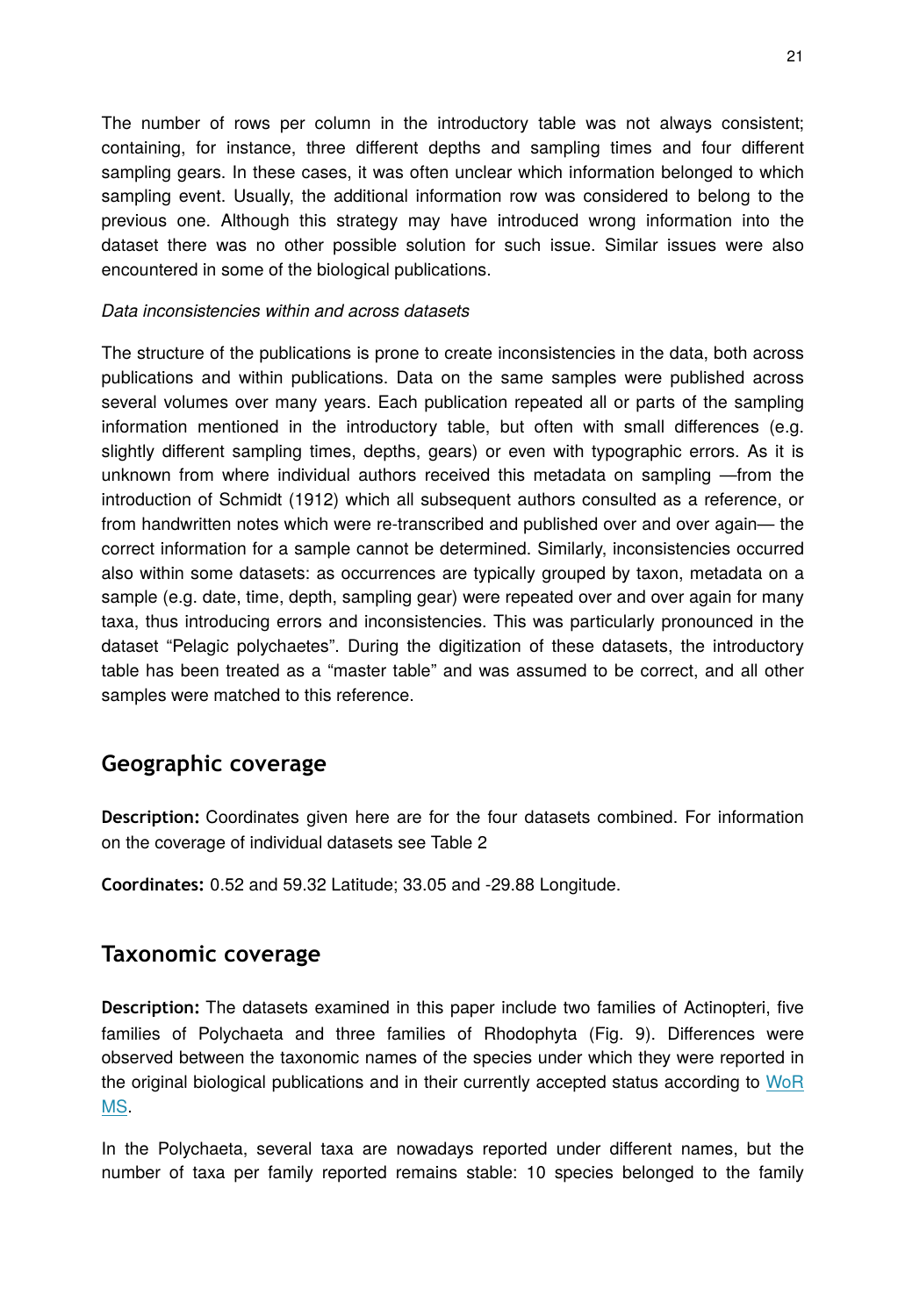The number of rows per column in the introductory table was not always consistent; containing, for instance, three different depths and sampling times and four different sampling gears. In these cases, it was often unclear which information belonged to which sampling event. Usually, the additional information row was considered to belong to the previous one. Although this strategy may have introduced wrong information into the dataset there was no other possible solution for such issue. Similar issues were also encountered in some of the biological publications.

*Data inconsistencies within and across datasets*

The structure of the publications is prone to create inconsistencies in the data, both across publications and within publications. Data on the same samples were published across several volumes over many years. Each publication repeated all or parts of the sampling information mentioned in the introductory table, but often with small differences (e.g. slightly different sampling times, depths, gears) or even with typographic errors. As it is unknown from where individual authors received this metadata on sampling —from the introduction of Schmidt (1912) which all subsequent authors consulted as a reference, or from handwritten notes which were re-transcribed and published over and over again— the correct information for a sample cannot be determined. Similarly, inconsistencies occurred also within some datasets: as occurrences are typically grouped by taxon, metadata on a sample (e.g. date, time, depth, sampling gear) were repeated over and over again for many taxa, thus introducing errors and inconsistencies. This was particularly pronounced in the dataset "Pelagic polychaetes". During the digitization of these datasets, the introductory table has been treated as a "master table" and was assumed to be correct, and all other samples were matched to this reference.

## Geographic coverage

**Description:** Coordinates given here are for the four datasets combined. For information on the coverage of individual datasets see Table 2

**Coordinates:** 0.52 and 59.32 Latitude; 33.05 and -29.88 Longitude.

## Taxonomic coverage

**Description:** The datasets examined in this paper include two families of Actinopteri, five families of Polychaeta and three families of Rhodophyta (Fig. 9). Differences were observed between the taxonomic names of the species under which they were reported in the original biological publications and in their currently accepted status according to WoRMS.

In the Polychaeta, several taxa are nowadays reported under different names, but the number of taxa per family reported remains stable: 10 species belonged to the family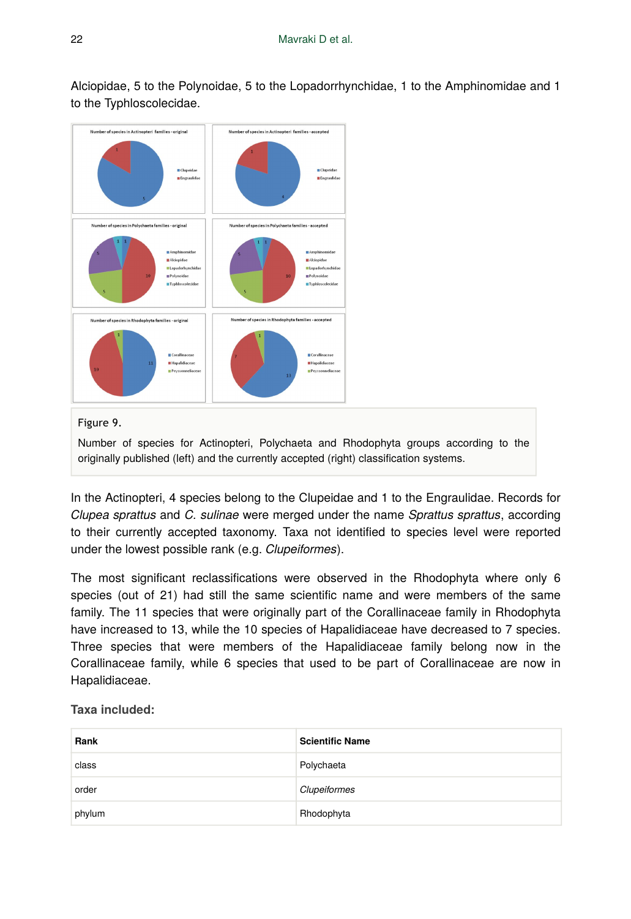Alciopidae, 5 to the Polynoidae, 5 to the Lopadorrhynchidae, 1 to the Amphinomidae and 1 to the Typhloscolecidae.

Figure 9.

Number of species for Actinopteri, Polychaeta and Rhodophyta groups according to the originally published (left) and the currently accepted (right) classification systems.

In the Actinopteri, 4 species belong to the Clupeidae and 1 to the Engraulidae. Records for *Clupea sprattus* and *C. sulinae* were merged under the name *Sprattus sprattus*, according to their currently accepted taxonomy. Taxa not identified to species level were reported under the lowest possible rank (e.g. *Clupeiformes*).

The most significant reclassifications were observed in the Rhodophyta where only 6 species (out of 21) had still the same scientific name and were members of the same family. The 11 species that were originally part of the Corallinaceae family in Rhodophyta have increased to 13, while the 10 species of Hapalidiaceae have decreased to 7 species. Three species that were members of the Hapalidiaceae family belong now in the Corallinaceae family, while 6 species that used to be part of Corallinaceae are now in Hapalidiaceae.

### Taxa included:

| Rank | Scientific Name |
|---|---|
| class | Polychaeta |
| order | *Clupeiformes* |
| phylum | Rhodophyta |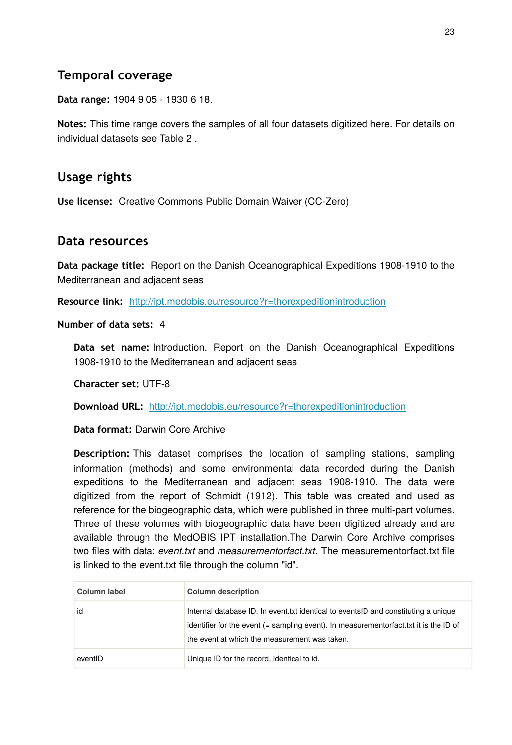## Temporal coverage

**Data range:** 1904 9 05 - 1930 6 18.

**Notes:** This time range covers the samples of all four datasets digitized here. For details on individual datasets see Table 2 .

## Usage rights

**Use license:** Creative Commons Public Domain Waiver (CC-Zero)

## Data resources

**Data package title:** Report on the Danish Oceanographical Expeditions 1908-1910 to the Mediterranean and adjacent seas

**Resource link:** http://ipt.medobis.eu/resource?r=thorexpeditionintroduction

**Number of data sets:** 4

**Data set name:** Introduction. Report on the Danish Oceanographical Expeditions 1908-1910 to the Mediterranean and adjacent seas

**Character set:** UTF-8

**Download URL:** http://ipt.medobis.eu/resource?r=thorexpeditionintroduction

**Data format:** Darwin Core Archive

**Description:** This dataset comprises the location of sampling stations, sampling information (methods) and some environmental data recorded during the Danish expeditions to the Mediterranean and adjacent seas 1908-1910. The data were digitized from the report of Schmidt (1912). This table was created and used as reference for the biogeographic data, which were published in three multi-part volumes. Three of these volumes with biogeographic data have been digitized already and are available through the MedOBIS IPT installation.The Darwin Core Archive comprises two files with data: *event.txt* and *measurementorfact.txt*. The measurementorfact.txt file is linked to the event.txt file through the column "id".

| Column label | Column description |
| --- | --- |
| id | Internal database ID. In event.txt identical to eventsID and constituting a unique identifier for the event (= sampling event). In measurementorfact.txt it is the ID of the event at which the measurement was taken. |
| eventID | Unique ID for the record, identical to id. |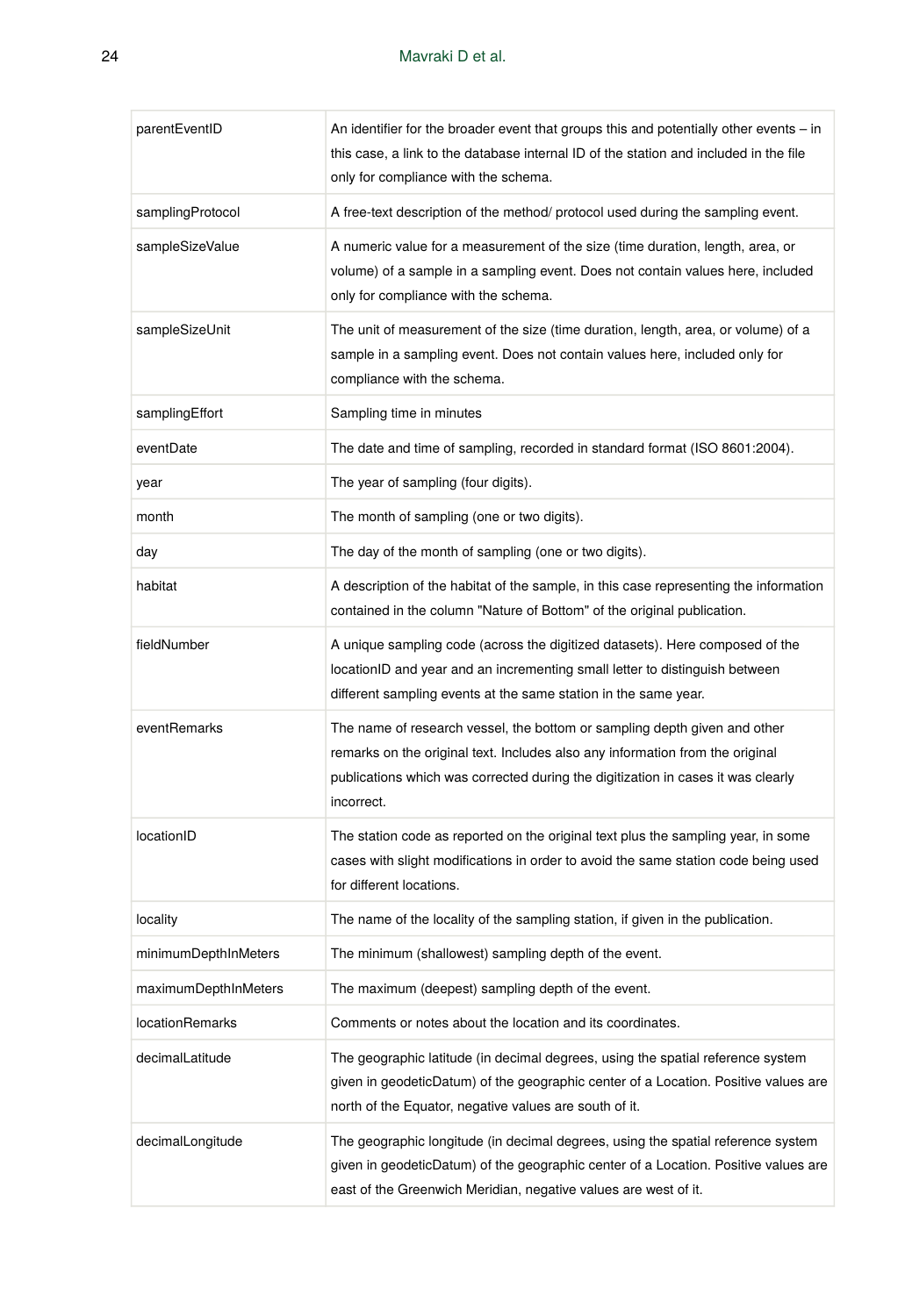| | |
|---|---|
| parentEventID | An identifier for the broader event that groups this and potentially other events – in this case, a link to the database internal ID of the station and included in the file only for compliance with the schema. |
| samplingProtocol | A free-text description of the method/ protocol used during the sampling event. |
| sampleSizeValue | A numeric value for a measurement of the size (time duration, length, area, or volume) of a sample in a sampling event. Does not contain values here, included only for compliance with the schema. |
| sampleSizeUnit | The unit of measurement of the size (time duration, length, area, or volume) of a sample in a sampling event. Does not contain values here, included only for compliance with the schema. |
| samplingEffort | Sampling time in minutes |
| eventDate | The date and time of sampling, recorded in standard format (ISO 8601:2004). |
| year | The year of sampling (four digits). |
| month | The month of sampling (one or two digits). |
| day | The day of the month of sampling (one or two digits). |
| habitat | A description of the habitat of the sample, in this case representing the information contained in the column "Nature of Bottom" of the original publication. |
| fieldNumber | A unique sampling code (across the digitized datasets). Here composed of the locationID and year and an incrementing small letter to distinguish between different sampling events at the same station in the same year. |
| eventRemarks | The name of research vessel, the bottom or sampling depth given and other remarks on the original text. Includes also any information from the original publications which was corrected during the digitization in cases it was clearly incorrect. |
| locationID | The station code as reported on the original text plus the sampling year, in some cases with slight modifications in order to avoid the same station code being used for different locations. |
| locality | The name of the locality of the sampling station, if given in the publication. |
| minimumDepthInMeters | The minimum (shallowest) sampling depth of the event. |
| maximumDepthInMeters | The maximum (deepest) sampling depth of the event. |
| locationRemarks | Comments or notes about the location and its coordinates. |
| decimalLatitude | The geographic latitude (in decimal degrees, using the spatial reference system given in geodeticDatum) of the geographic center of a Location. Positive values are north of the Equator, negative values are south of it. |
| decimalLongitude | The geographic longitude (in decimal degrees, using the spatial reference system given in geodeticDatum) of the geographic center of a Location. Positive values are east of the Greenwich Meridian, negative values are west of it. |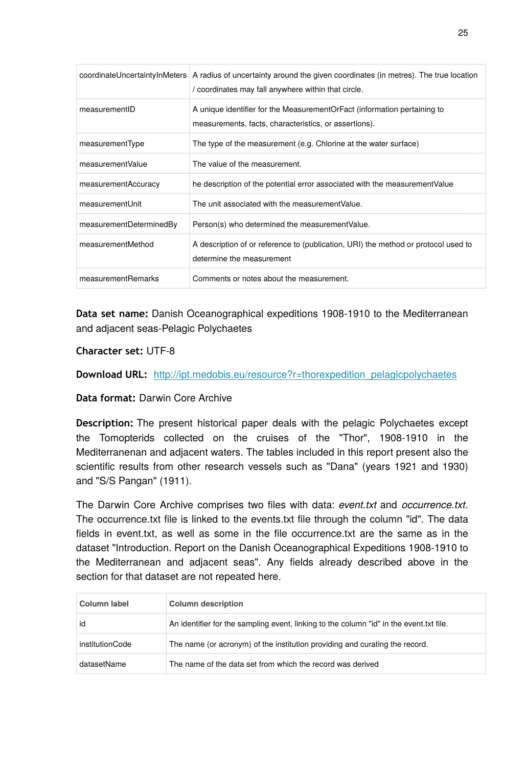| | |
|---|---|
| coordinateUncertaintyInMeters | A radius of uncertainty around the given coordinates (in metres). The true location / coordinates may fall anywhere within that circle. |
| measurementID | A unique identifier for the MeasurementOrFact (information pertaining to measurements, facts, characteristics, or assertions). |
| measurementType | The type of the measurement (e.g. Chlorine at the water surface) |
| measurementValue | The value of the measurement. |
| measurementAccuracy | he description of the potential error associated with the measurementValue |
| measurementUnit | The unit associated with the measurementValue. |
| measurementDeterminedBy | Person(s) who determined the measurementValue. |
| measurementMethod | A description of or reference to (publication, URI) the method or protocol used to determine the measurement |
| measurementRemarks | Comments or notes about the measurement. |

**Data set name:** Danish Oceanographical expeditions 1908-1910 to the Mediterranean and adjacent seas-Pelagic Polychaetes

**Character set:** UTF-8

**Download URL:** http://ipt.medobis.eu/resource?r=thorexpedition_pelagicpolychaetes

**Data format:** Darwin Core Archive

**Description:** The present historical paper deals with the pelagic Polychaetes except the Tomopterids collected on the cruises of the "Thor", 1908-1910 in the Mediterranenan and adjacent waters. The tables included in this report present also the scientific results from other research vessels such as "Dana" (years 1921 and 1930) and "S/S Pangan" (1911).

The Darwin Core Archive comprises two files with data: *event.txt* and *occurrence.txt*. The occurrence.txt file is linked to the events.txt file through the column "id". The data fields in event.txt, as well as some in the file occurrence.txt are the same as in the dataset "Introduction. Report on the Danish Oceanographical Expeditions 1908-1910 to the Mediterranean and adjacent seas". Any fields already described above in the section for that dataset are not repeated here.

| Column label | Column description |
|---|---|
| id | An identifier for the sampling event, linking to the column "id" in the event.txt file. |
| institutionCode | The name (or acronym) of the institution providing and curating the record. |
| datasetName | The name of the data set from which the record was derived |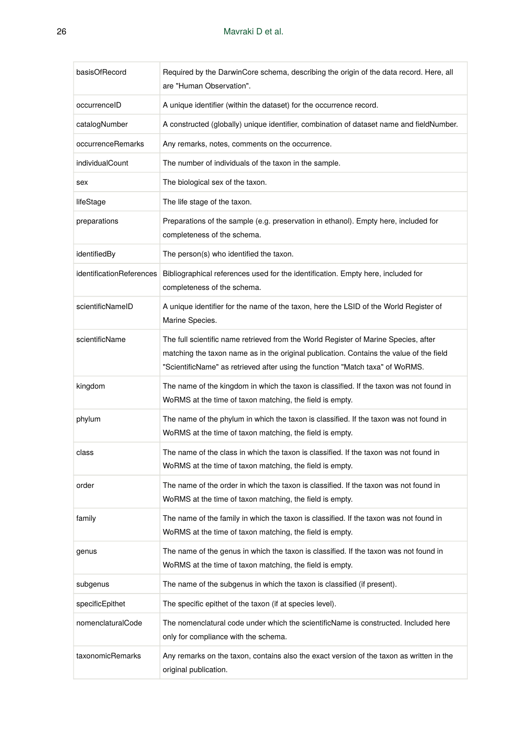| | |
|---|---|
| basisOfRecord | Required by the DarwinCore schema, describing the origin of the data record. Here, all are "Human Observation". |
| occurrenceID | A unique identifier (within the dataset) for the occurrence record. |
| catalogNumber | A constructed (globally) unique identifier, combination of dataset name and fieldNumber. |
| occurrenceRemarks | Any remarks, notes, comments on the occurrence. |
| individualCount | The number of individuals of the taxon in the sample. |
| sex | The biological sex of the taxon. |
| lifeStage | The life stage of the taxon. |
| preparations | Preparations of the sample (e.g. preservation in ethanol). Empty here, included for completeness of the schema. |
| identifiedBy | The person(s) who identified the taxon. |
| identificationReferences | Bibliographical references used for the identification. Empty here, included for completeness of the schema. |
| scientificNameID | A unique identifier for the name of the taxon, here the LSID of the World Register of Marine Species. |
| scientificName | The full scientific name retrieved from the World Register of Marine Species, after matching the taxon name as in the original publication. Contains the value of the field "ScientificName" as retrieved after using the function "Match taxa" of WoRMS. |
| kingdom | The name of the kingdom in which the taxon is classified. If the taxon was not found in WoRMS at the time of taxon matching, the field is empty. |
| phylum | The name of the phylum in which the taxon is classified. If the taxon was not found in WoRMS at the time of taxon matching, the field is empty. |
| class | The name of the class in which the taxon is classified. If the taxon was not found in WoRMS at the time of taxon matching, the field is empty. |
| order | The name of the order in which the taxon is classified. If the taxon was not found in WoRMS at the time of taxon matching, the field is empty. |
| family | The name of the family in which the taxon is classified. If the taxon was not found in WoRMS at the time of taxon matching, the field is empty. |
| genus | The name of the genus in which the taxon is classified. If the taxon was not found in WoRMS at the time of taxon matching, the field is empty. |
| subgenus | The name of the subgenus in which the taxon is classified (if present). |
| specificEpithet | The specific epithet of the taxon (if at species level). |
| nomenclaturalCode | The nomenclatural code under which the scientificName is constructed. Included here only for compliance with the schema. |
| taxonomicRemarks | Any remarks on the taxon, contains also the exact version of the taxon as written in the original publication. |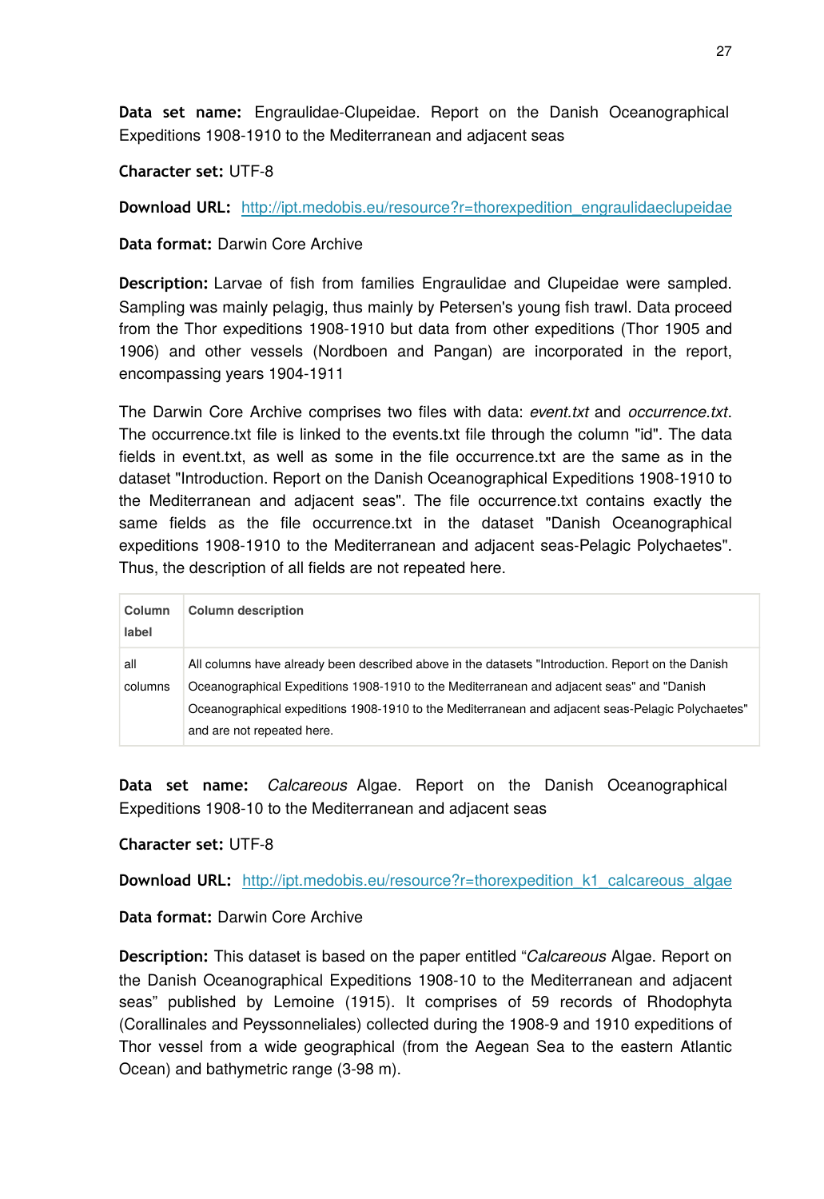**Data set name:** Engraulidae-Clupeidae. Report on the Danish Oceanographical Expeditions 1908-1910 to the Mediterranean and adjacent seas

**Character set:** UTF-8

**Download URL:** http://ipt.medobis.eu/resource?r=thorexpedition_engraulidaeclupeidae

**Data format:** Darwin Core Archive

**Description:** Larvae of fish from families Engraulidae and Clupeidae were sampled. Sampling was mainly pelagig, thus mainly by Petersen's young fish trawl. Data proceed from the Thor expeditions 1908-1910 but data from other expeditions (Thor 1905 and 1906) and other vessels (Nordboen and Pangan) are incorporated in the report, encompassing years 1904-1911

The Darwin Core Archive comprises two files with data: *event.txt* and *occurrence.txt*. The occurrence.txt file is linked to the events.txt file through the column "id". The data fields in event.txt, as well as some in the file occurrence.txt are the same as in the dataset "Introduction. Report on the Danish Oceanographical Expeditions 1908-1910 to the Mediterranean and adjacent seas". The file occurrence.txt contains exactly the same fields as the file occurrence.txt in the dataset "Danish Oceanographical expeditions 1908-1910 to the Mediterranean and adjacent seas-Pelagic Polychaetes". Thus, the description of all fields are not repeated here.

| Column label | Column description |
|---|---|
| all columns | All columns have already been described above in the datasets "Introduction. Report on the Danish Oceanographical Expeditions 1908-1910 to the Mediterranean and adjacent seas" and "Danish Oceanographical expeditions 1908-1910 to the Mediterranean and adjacent seas-Pelagic Polychaetes" and are not repeated here. |

**Data set name:** *Calcareous* Algae. Report on the Danish Oceanographical Expeditions 1908-10 to the Mediterranean and adjacent seas

**Character set:** UTF-8

**Download URL:** http://ipt.medobis.eu/resource?r=thorexpedition_k1_calcareous_algae

**Data format:** Darwin Core Archive

**Description:** This dataset is based on the paper entitled "*Calcareous* Algae. Report on the Danish Oceanographical Expeditions 1908-10 to the Mediterranean and adjacent seas" published by Lemoine (1915). It comprises of 59 records of Rhodophyta (Corallinales and Peyssonneliales) collected during the 1908-9 and 1910 expeditions of Thor vessel from a wide geographical (from the Aegean Sea to the eastern Atlantic Ocean) and bathymetric range (3-98 m).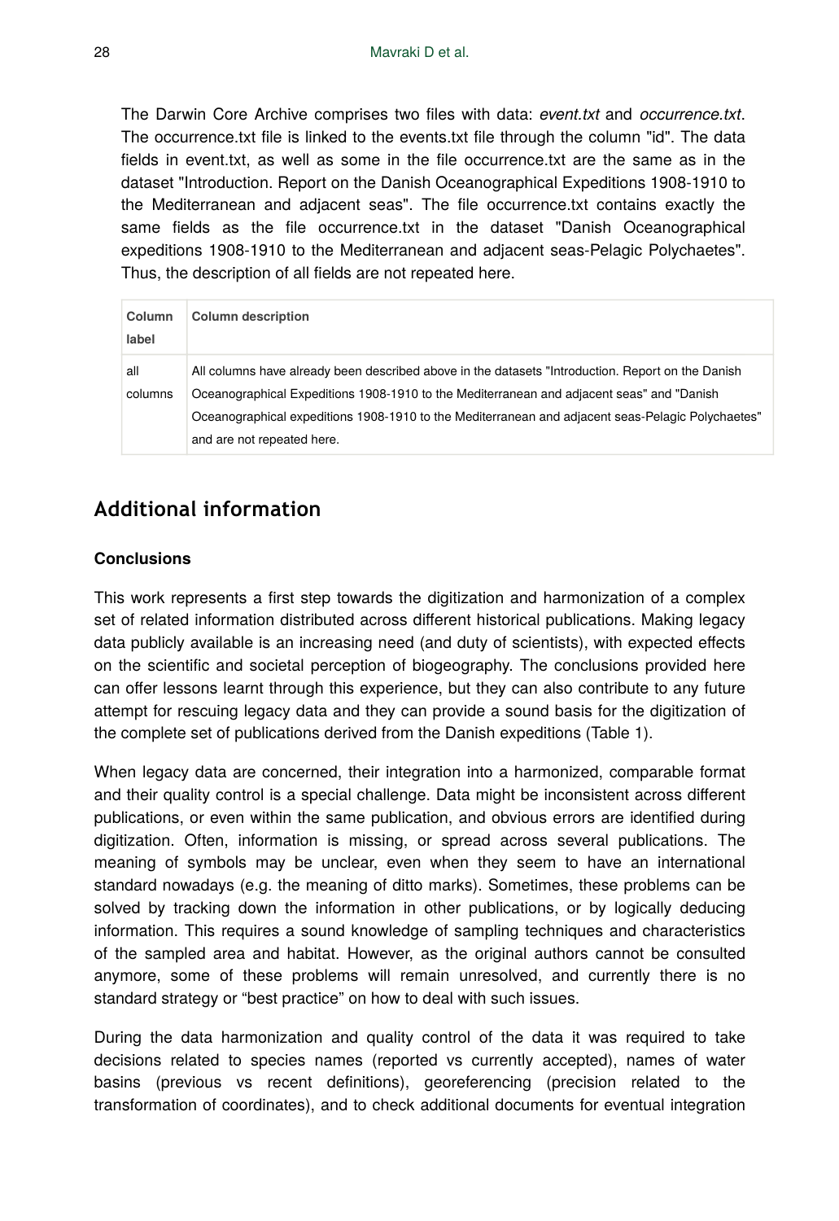The Darwin Core Archive comprises two files with data: *event.txt* and *occurrence.txt*. The occurrence.txt file is linked to the events.txt file through the column "id". The data fields in event.txt, as well as some in the file occurrence.txt are the same as in the dataset "Introduction. Report on the Danish Oceanographical Expeditions 1908-1910 to the Mediterranean and adjacent seas". The file occurrence.txt contains exactly the same fields as the file occurrence.txt in the dataset "Danish Oceanographical expeditions 1908-1910 to the Mediterranean and adjacent seas-Pelagic Polychaetes". Thus, the description of all fields are not repeated here.

| Column label | Column description |
| --- | --- |
| all columns | All columns have already been described above in the datasets "Introduction. Report on the Danish Oceanographical Expeditions 1908-1910 to the Mediterranean and adjacent seas" and "Danish Oceanographical expeditions 1908-1910 to the Mediterranean and adjacent seas-Pelagic Polychaetes" and are not repeated here. |

## Additional information

### Conclusions

This work represents a first step towards the digitization and harmonization of a complex set of related information distributed across different historical publications. Making legacy data publicly available is an increasing need (and duty of scientists), with expected effects on the scientific and societal perception of biogeography. The conclusions provided here can offer lessons learnt through this experience, but they can also contribute to any future attempt for rescuing legacy data and they can provide a sound basis for the digitization of the complete set of publications derived from the Danish expeditions (Table 1).

When legacy data are concerned, their integration into a harmonized, comparable format and their quality control is a special challenge. Data might be inconsistent across different publications, or even within the same publication, and obvious errors are identified during digitization. Often, information is missing, or spread across several publications. The meaning of symbols may be unclear, even when they seem to have an international standard nowadays (e.g. the meaning of ditto marks). Sometimes, these problems can be solved by tracking down the information in other publications, or by logically deducing information. This requires a sound knowledge of sampling techniques and characteristics of the sampled area and habitat. However, as the original authors cannot be consulted anymore, some of these problems will remain unresolved, and currently there is no standard strategy or “best practice” on how to deal with such issues.

During the data harmonization and quality control of the data it was required to take decisions related to species names (reported vs currently accepted), names of water basins (previous vs recent definitions), georeferencing (precision related to the transformation of coordinates), and to check additional documents for eventual integration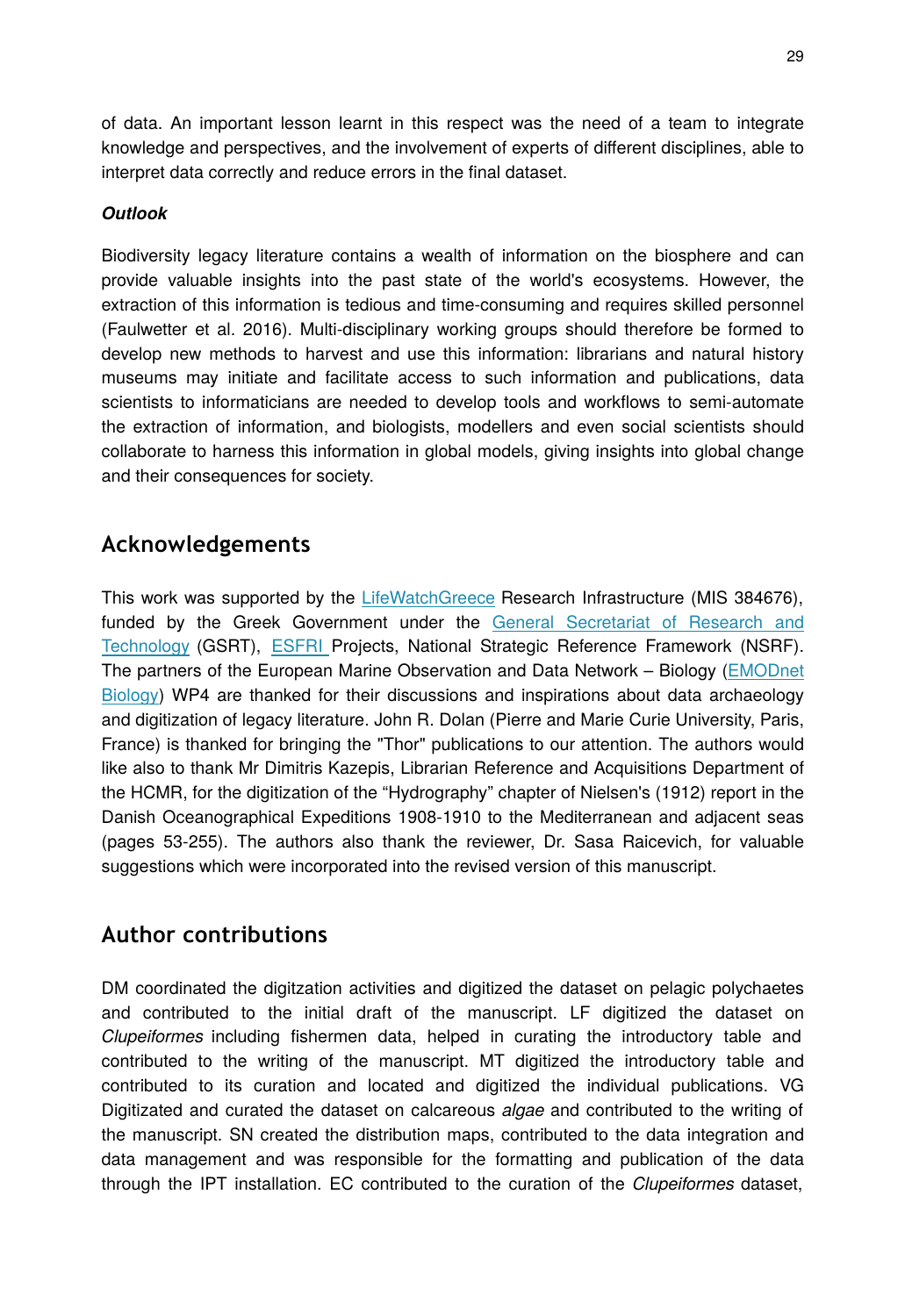of data. An important lesson learnt in this respect was the need of a team to integrate knowledge and perspectives, and the involvement of experts of different disciplines, able to interpret data correctly and reduce errors in the final dataset.

***Outlook***

Biodiversity legacy literature contains a wealth of information on the biosphere and can provide valuable insights into the past state of the world's ecosystems. However, the extraction of this information is tedious and time-consuming and requires skilled personnel (Faulwetter et al. 2016). Multi-disciplinary working groups should therefore be formed to develop new methods to harvest and use this information: librarians and natural history museums may initiate and facilitate access to such information and publications, data scientists to informaticians are needed to develop tools and workflows to semi-automate the extraction of information, and biologists, modellers and even social scientists should collaborate to harness this information in global models, giving insights into global change and their consequences for society.

## Acknowledgements

This work was supported by the LifeWatchGreece Research Infrastructure (MIS 384676), funded by the Greek Government under the General Secretariat of Research and Technology (GSRT), ESFRI Projects, National Strategic Reference Framework (NSRF). The partners of the European Marine Observation and Data Network – Biology (EMODnet Biology) WP4 are thanked for their discussions and inspirations about data archaeology and digitization of legacy literature. John R. Dolan (Pierre and Marie Curie University, Paris, France) is thanked for bringing the "Thor" publications to our attention. The authors would like also to thank Mr Dimitris Kazepis, Librarian Reference and Acquisitions Department of the HCMR, for the digitization of the “Hydrography” chapter of Nielsen's (1912) report in the Danish Oceanographical Expeditions 1908-1910 to the Mediterranean and adjacent seas (pages 53-255). The authors also thank the reviewer, Dr. Sasa Raicevich, for valuable suggestions which were incorporated into the revised version of this manuscript.

## Author contributions

DM coordinated the digitzation activities and digitized the dataset on pelagic polychaetes and contributed to the initial draft of the manuscript. LF digitized the dataset on *Clupeiformes* including fishermen data, helped in curating the introductory table and contributed to the writing of the manuscript. MT digitized the introductory table and contributed to its curation and located and digitized the individual publications. VG Digitizated and curated the dataset on calcareous *algae* and contributed to the writing of the manuscript. SN created the distribution maps, contributed to the data integration and data management and was responsible for the formatting and publication of the data through the IPT installation. EC contributed to the curation of the *Clupeiformes* dataset,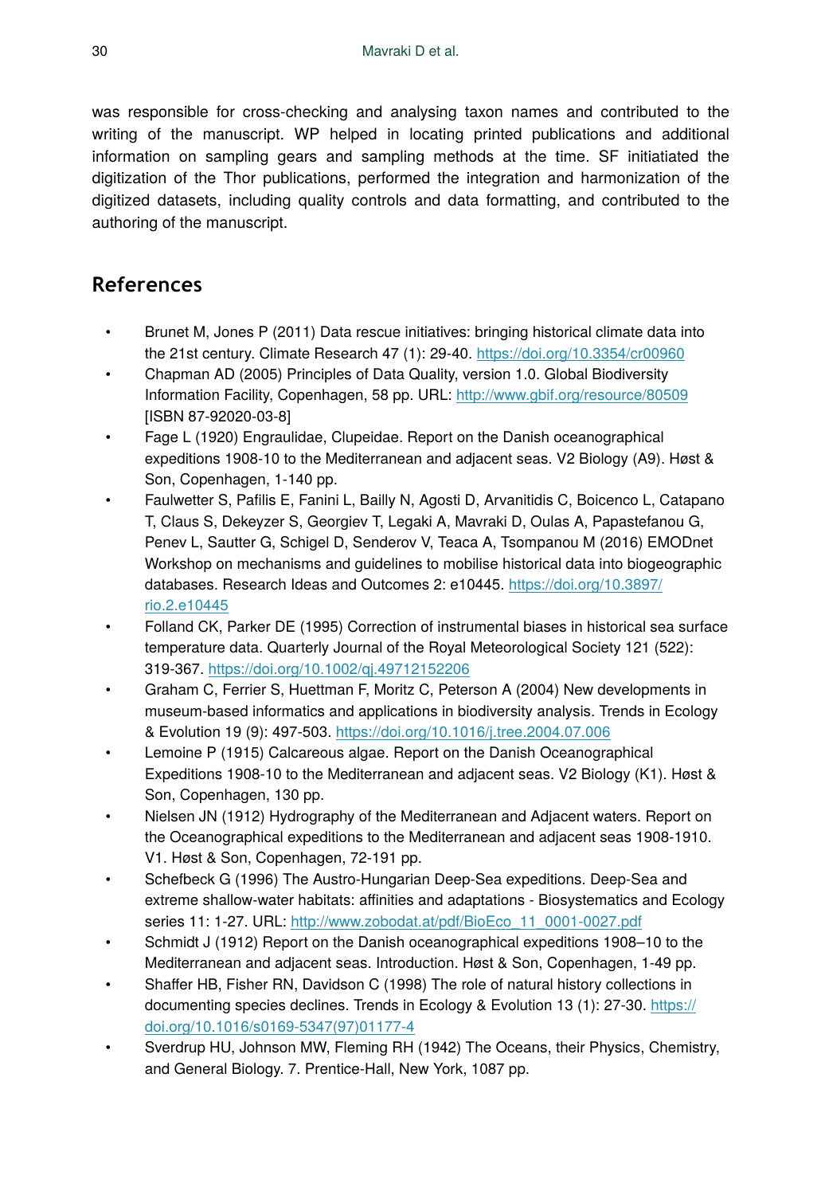was responsible for cross-checking and analysing taxon names and contributed to the writing of the manuscript. WP helped in locating printed publications and additional information on sampling gears and sampling methods at the time. SF initiatiated the digitization of the Thor publications, performed the integration and harmonization of the digitized datasets, including quality controls and data formatting, and contributed to the authoring of the manuscript.

## References

- Brunet M, Jones P (2011) Data rescue initiatives: bringing historical climate data into the 21st century. Climate Research 47 (1): 29-40. https://doi.org/10.3354/cr00960
- Chapman AD (2005) Principles of Data Quality, version 1.0. Global Biodiversity Information Facility, Copenhagen, 58 pp. URL: http://www.gbif.org/resource/80509 [ISBN 87-92020-03-8]
- Fage L (1920) Engraulidae, Clupeidae. Report on the Danish oceanographical expeditions 1908-10 to the Mediterranean and adjacent seas. V2 Biology (A9). Høst & Son, Copenhagen, 1-140 pp.
- Faulwetter S, Pafilis E, Fanini L, Bailly N, Agosti D, Arvanitidis C, Boicenco L, Catapano T, Claus S, Dekeyzer S, Georgiev T, Legaki A, Mavraki D, Oulas A, Papastefanou G, Penev L, Sautter G, Schigel D, Senderov V, Teaca A, Tsompanou M (2016) EMODnet Workshop on mechanisms and guidelines to mobilise historical data into biogeographic databases. Research Ideas and Outcomes 2: e10445. https://doi.org/10.3897/rio.2.e10445
- Folland CK, Parker DE (1995) Correction of instrumental biases in historical sea surface temperature data. Quarterly Journal of the Royal Meteorological Society 121 (522): 319-367. https://doi.org/10.1002/qj.49712152206
- Graham C, Ferrier S, Huettman F, Moritz C, Peterson A (2004) New developments in museum-based informatics and applications in biodiversity analysis. Trends in Ecology & Evolution 19 (9): 497-503. https://doi.org/10.1016/j.tree.2004.07.006
- Lemoine P (1915) Calcareous algae. Report on the Danish Oceanographical Expeditions 1908-10 to the Mediterranean and adjacent seas. V2 Biology (K1). Høst & Son, Copenhagen, 130 pp.
- Nielsen JN (1912) Hydrography of the Mediterranean and Adjacent waters. Report on the Oceanographical expeditions to the Mediterranean and adjacent seas 1908-1910. V1. Høst & Son, Copenhagen, 72-191 pp.
- Schefbeck G (1996) The Austro-Hungarian Deep-Sea expeditions. Deep-Sea and extreme shallow-water habitats: affinities and adaptations - Biosystematics and Ecology series 11: 1-27. URL: http://www.zobodat.at/pdf/BioEco_11_0001-0027.pdf
- Schmidt J (1912) Report on the Danish oceanographical expeditions 1908–10 to the Mediterranean and adjacent seas. Introduction. Høst & Son, Copenhagen, 1-49 pp.
- Shaffer HB, Fisher RN, Davidson C (1998) The role of natural history collections in documenting species declines. Trends in Ecology & Evolution 13 (1): 27-30. https://doi.org/10.1016/s0169-5347(97)01177-4
- Sverdrup HU, Johnson MW, Fleming RH (1942) The Oceans, their Physics, Chemistry, and General Biology. 7. Prentice-Hall, New York, 1087 pp.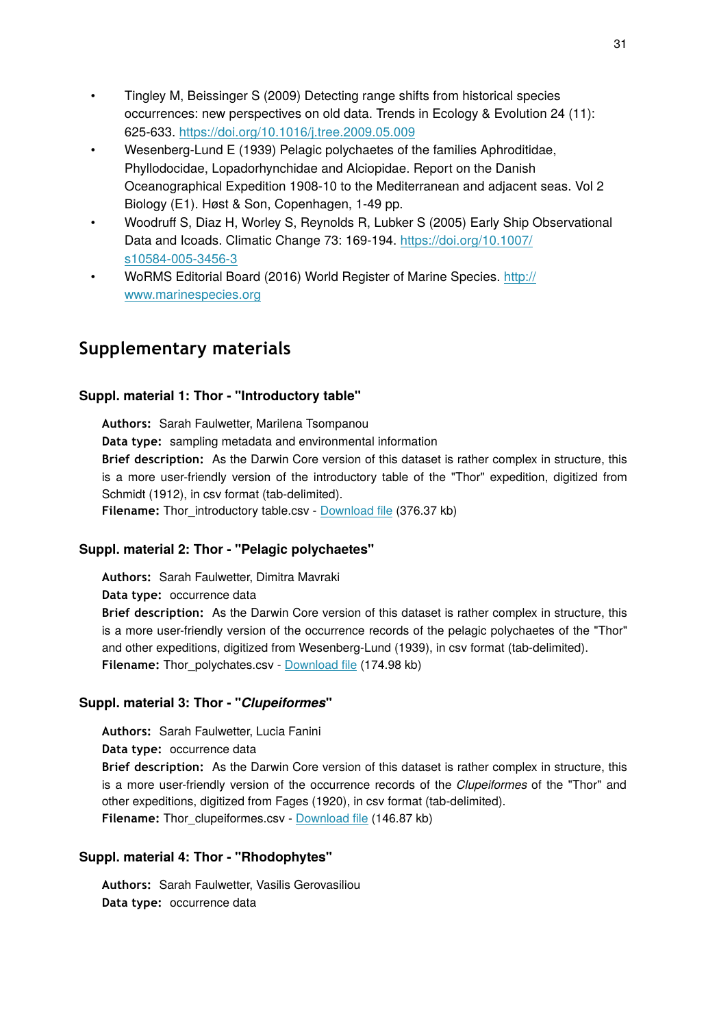- Tingley M, Beissinger S (2009) Detecting range shifts from historical species occurrences: new perspectives on old data. Trends in Ecology & Evolution 24 (11): 625-633. https://doi.org/10.1016/j.tree.2009.05.009
- Wesenberg-Lund E (1939) Pelagic polychaetes of the families Aphroditidae, Phyllodocidae, Lopadorhynchidae and Alciopidae. Report on the Danish Oceanographical Expedition 1908-10 to the Mediterranean and adjacent seas. Vol 2 Biology (E1). Høst & Son, Copenhagen, 1-49 pp.
- Woodruff S, Diaz H, Worley S, Reynolds R, Lubker S (2005) Early Ship Observational Data and Icoads. Climatic Change 73: 169-194. https://doi.org/10.1007/s10584-005-3456-3
- WoRMS Editorial Board (2016) World Register of Marine Species. http://www.marinespecies.org

## Supplementary materials

### Suppl. material 1: Thor - "Introductory table"

**Authors:** Sarah Faulwetter, Marilena Tsompanou
**Data type:** sampling metadata and environmental information
**Brief description:** As the Darwin Core version of this dataset is rather complex in structure, this is a more user-friendly version of the introductory table of the "Thor" expedition, digitized from Schmidt (1912), in csv format (tab-delimited).
**Filename:** Thor_introductory table.csv - Download file (376.37 kb)

### Suppl. material 2: Thor - "Pelagic polychaetes"

**Authors:** Sarah Faulwetter, Dimitra Mavraki
**Data type:** occurrence data
**Brief description:** As the Darwin Core version of this dataset is rather complex in structure, this is a more user-friendly version of the occurrence records of the pelagic polychaetes of the "Thor" and other expeditions, digitized from Wesenberg-Lund (1939), in csv format (tab-delimited).
**Filename:** Thor_polychates.csv - Download file (174.98 kb)

### Suppl. material 3: Thor - "*Clupeiformes*"

**Authors:** Sarah Faulwetter, Lucia Fanini
**Data type:** occurrence data
**Brief description:** As the Darwin Core version of this dataset is rather complex in structure, this is a more user-friendly version of the occurrence records of the *Clupeiformes* of the "Thor" and other expeditions, digitized from Fages (1920), in csv format (tab-delimited).
**Filename:** Thor_clupeiformes.csv - Download file (146.87 kb)

### Suppl. material 4: Thor - "Rhodophytes"

**Authors:** Sarah Faulwetter, Vasilis Gerovasiliou
**Data type:** occurrence data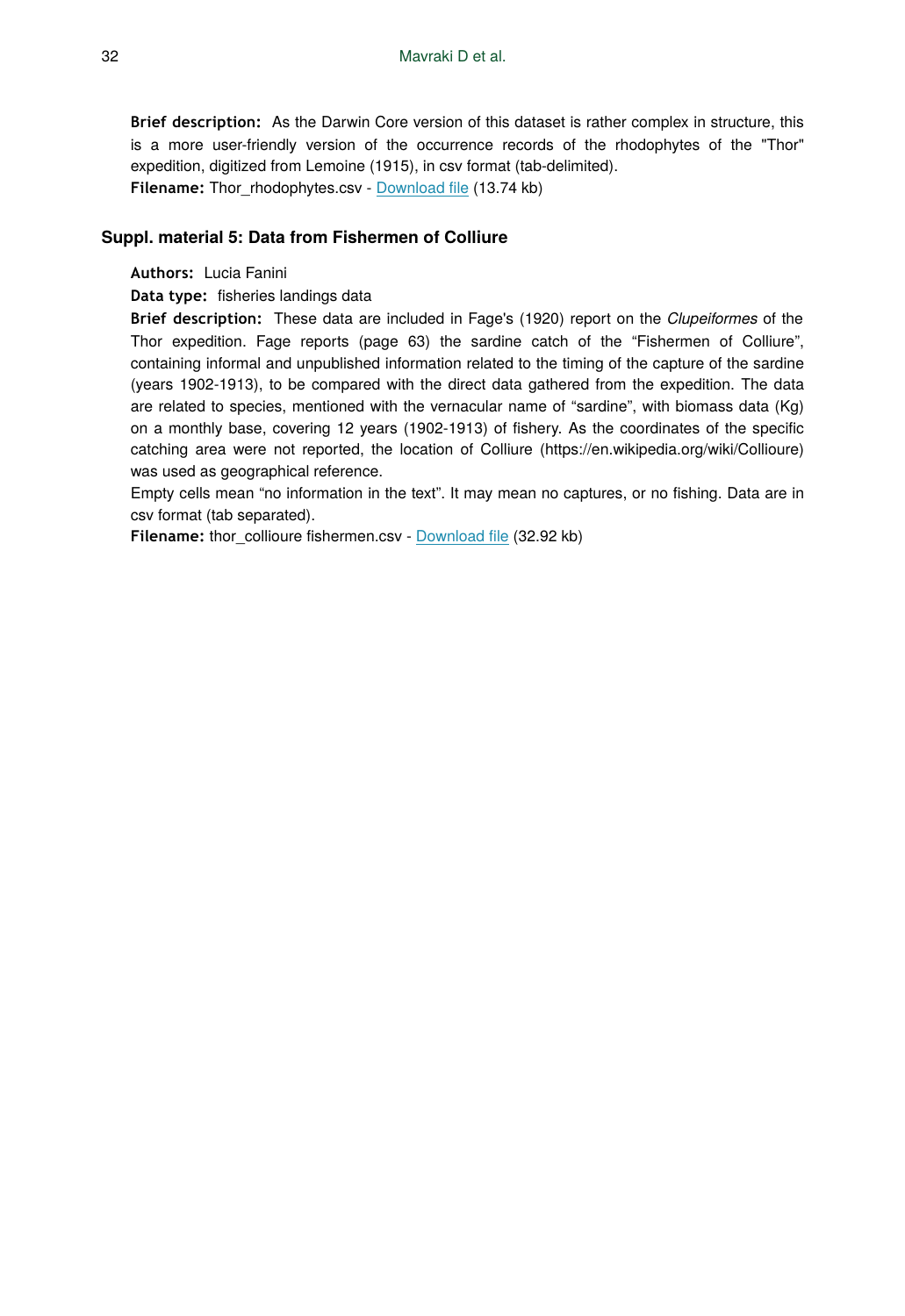**Brief description:** As the Darwin Core version of this dataset is rather complex in structure, this is a more user-friendly version of the occurrence records of the rhodophytes of the "Thor" expedition, digitized from Lemoine (1915), in csv format (tab-delimited).

**Filename:** Thor_rhodophytes.csv - Download file (13.74 kb)

### Suppl. material 5: Data from Fishermen of Colliure

**Authors:** Lucia Fanini

**Data type:** fisheries landings data

**Brief description:** These data are included in Fage's (1920) report on the *Clupeiformes* of the Thor expedition. Fage reports (page 63) the sardine catch of the "Fishermen of Colliure", containing informal and unpublished information related to the timing of the capture of the sardine (years 1902-1913), to be compared with the direct data gathered from the expedition. The data are related to species, mentioned with the vernacular name of "sardine", with biomass data (Kg) on a monthly base, covering 12 years (1902-1913) of fishery. As the coordinates of the specific catching area were not reported, the location of Colliure (https://en.wikipedia.org/wiki/Collioure) was used as geographical reference.

Empty cells mean "no information in the text". It may mean no captures, or no fishing. Data are in csv format (tab separated).

**Filename:** thor_collioure fishermen.csv - Download file (32.92 kb)